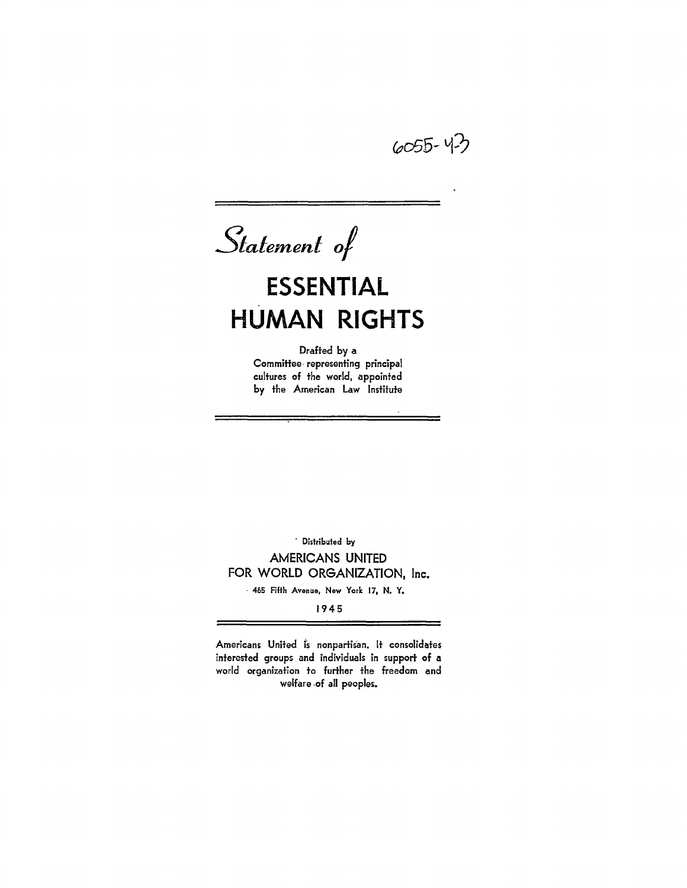6055-43

# *Statement of*

# ESSENTIAL HUMAN RIGHTS

Drafted by a Committee representing principal cultures of the world, appointed by the American Law Institute

Distributed by

AMERICANS UNITED FOR WORLD ORGANIZATION, Inc.

465 Fifth Avenue, New York 17, N. Y.

1945

Americans United is nonpartisan. It consolidates interested groups and individuals in support of a world organization to further the freedom and welfare of all peoples.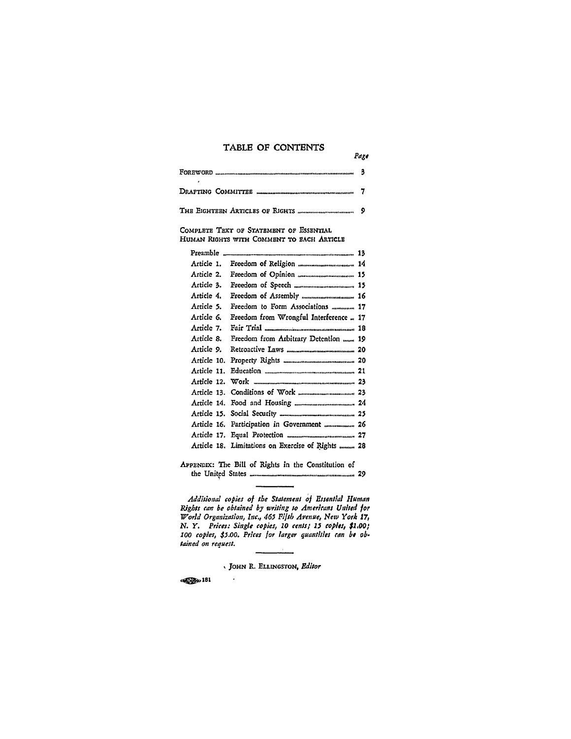# TABLE OF CONTENTS

| | Page |
|---|---|
| FOREWORD | 3 |
| DRAFTING COMMITTEE | 7 |
| THE EIGHTEEN ARTICLES OF RIGHTS | 9 |

COMPLETE TEXT OF STATEMENT OF ESSENTIAL HUMAN RIGHTS WITH COMMENT TO EACH ARTICLE

| | | Page |
|---|---|---|
| Preamble | | 13 |
| Article 1. | Freedom of Religion | 14 |
| Article 2. | Freedom of Opinion | 15 |
| Article 3. | Freedom of Speech | 15 |
| Article 4. | Freedom of Assembly | 16 |
| Article 5. | Freedom to Form Associations | 17 |
| Article 6. | Freedom from Wrongful Interference | 17 |
| Article 7. | Fair Trial | 18 |
| Article 8. | Freedom from Arbitrary Detention | 19 |
| Article 9. | Retroactive Laws | 20 |
| Article 10. | Property Rights | 20 |
| Article 11. | Education | 21 |
| Article 12. | Work | 23 |
| Article 13. | Conditions of Work | 23 |
| Article 14. | Food and Housing | 24 |
| Article 15. | Social Security | 25 |
| Article 16. | Participation in Government | 26 |
| Article 17. | Equal Protection | 27 |
| Article 18. | Limitations on Exercise of Rights | 28 |

APPENDIX: The Bill of Rights in the Constitution of the United States ........ 29

---

*Additional copies of the Statement of Essential Human Rights can be obtained by writing to Americans United for World Organization, Inc., 465 Fifth Avenue, New York 17, N. Y. Prices: Single copies, 10 cents; 15 copies, $1.00; 100 copies, $5.00. Prices for larger quantities can be obtained on request.*

---

JOHN R. ELLINGSTON, *Editor*

181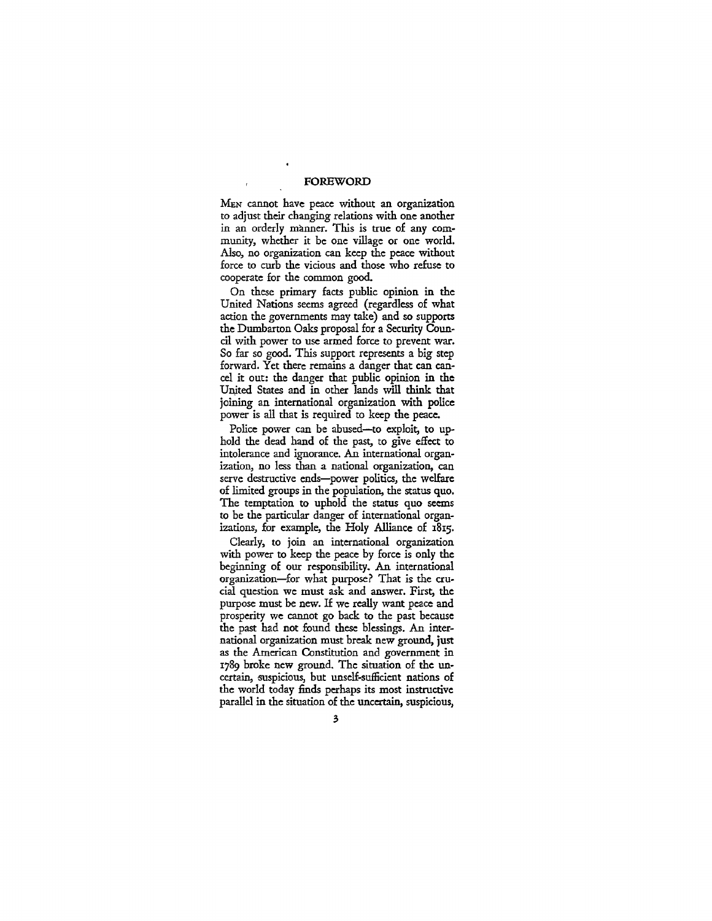## FOREWORD

MEN cannot have peace without an organization to adjust their changing relations with one another in an orderly manner. This is true of any community, whether it be one village or one world. Also, no organization can keep the peace without force to curb the vicious and those who refuse to cooperate for the common good.

On these primary facts public opinion in the United Nations seems agreed (regardless of what action the governments may take) and so supports the Dumbarton Oaks proposal for a Security Council with power to use armed force to prevent war. So far so good. This support represents a big step forward. Yet there remains a danger that can cancel it out: the danger that public opinion in the United States and in other lands will think that joining an international organization with police power is all that is required to keep the peace.

Police power can be abused—to exploit, to uphold the dead hand of the past, to give effect to intolerance and ignorance. An international organization, no less than a national organization, can serve destructive ends—power politics, the welfare of limited groups in the population, the status quo. The temptation to uphold the status quo seems to be the particular danger of international organizations, for example, the Holy Alliance of 1815.

Clearly, to join an international organization with power to keep the peace by force is only the beginning of our responsibility. An international organization—for what purpose? That is the crucial question we must ask and answer. First, the purpose must be new. If we really want peace and prosperity we cannot go back to the past because the past had not found these blessings. An international organization must break new ground, just as the American Constitution and government in 1789 broke new ground. The situation of the uncertain, suspicious, but unself-sufficient nations of the world today finds perhaps its most instructive parallel in the situation of the uncertain, suspicious,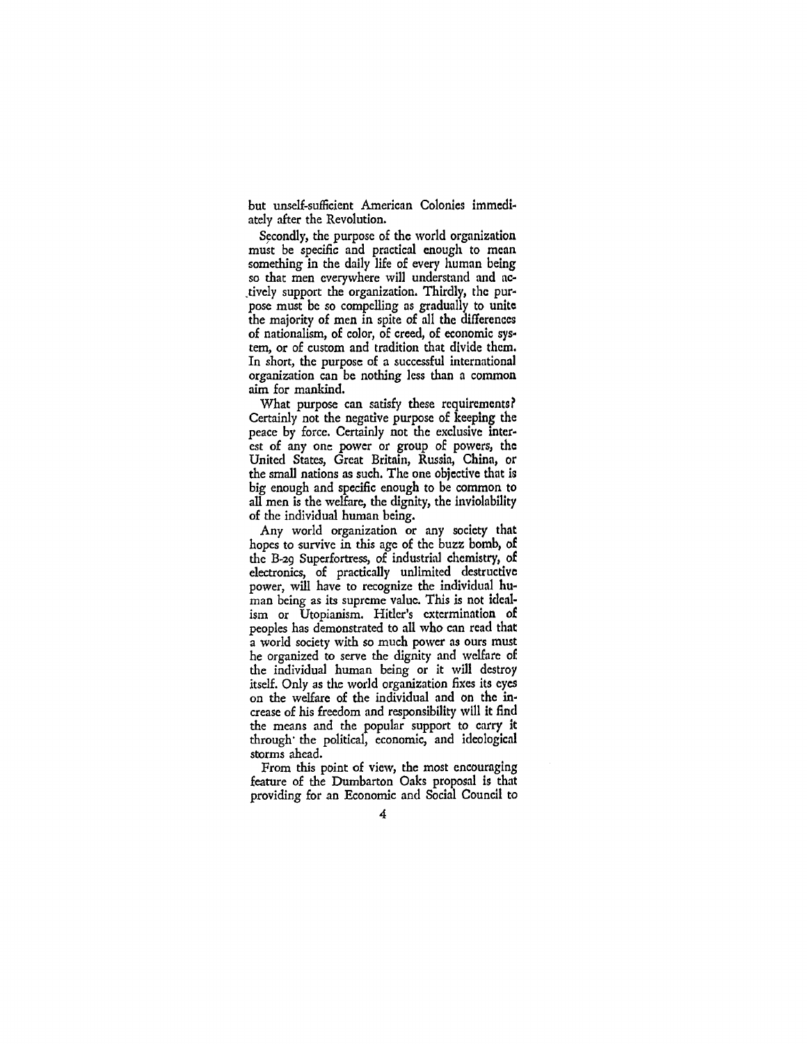but unself-sufficient American Colonies immediately after the Revolution.

Secondly, the purpose of the world organization must be specific and practical enough to mean something in the daily life of every human being so that men everywhere will understand and actively support the organization. Thirdly, the purpose must be so compelling as gradually to unite the majority of men in spite of all the differences of nationalism, of color, of creed, of economic system, or of custom and tradition that divide them. In short, the purpose of a successful international organization can be nothing less than a common aim for mankind.

What purpose can satisfy these requirements? Certainly not the negative purpose of keeping the peace by force. Certainly not the exclusive interest of any one power or group of powers, the United States, Great Britain, Russia, China, or the small nations as such. The one objective that is big enough and specific enough to be common to all men is the welfare, the dignity, the inviolability of the individual human being.

Any world organization or any society that hopes to survive in this age of the buzz bomb, of the B-29 Superfortress, of industrial chemistry, of electronics, of practically unlimited destructive power, will have to recognize the individual human being as its supreme value. This is not idealism or Utopianism. Hitler's extermination of peoples has demonstrated to all who can read that a world society with so much power as ours must be organized to serve the dignity and welfare of the individual human being or it will destroy itself. Only as the world organization fixes its eyes on the welfare of the individual and on the increase of his freedom and responsibility will it find the means and the popular support to carry it through the political, economic, and ideological storms ahead.

From this point of view, the most encouraging feature of the Dumbarton Oaks proposal is that providing for an Economic and Social Council to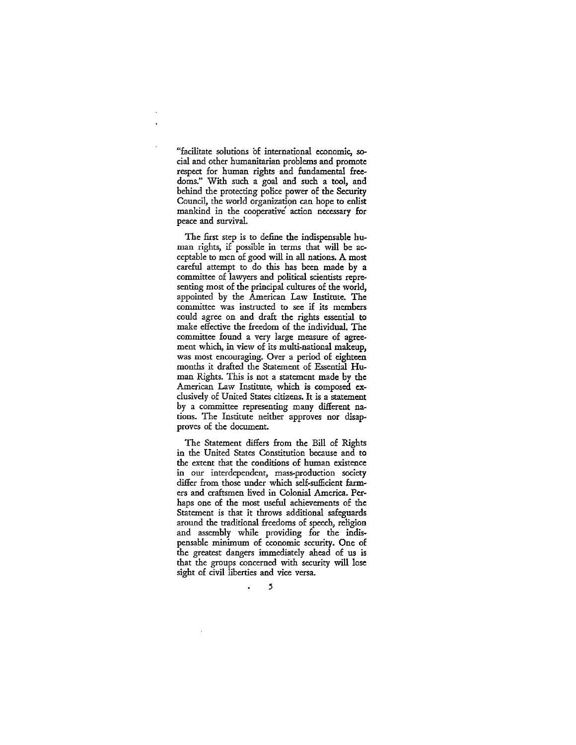"facilitate solutions of international economic, social and other humanitarian problems and promote respect for human rights and fundamental freedoms." With such a goal and such a tool, and behind the protecting police power of the Security Council, the world organization can hope to enlist mankind in the cooperative action necessary for peace and survival.

The first step is to define the indispensable human rights, if possible in terms that will be acceptable to men of good will in all nations. A most careful attempt to do this has been made by a committee of lawyers and political scientists representing most of the principal cultures of the world, appointed by the American Law Institute. The committee was instructed to see if its members could agree on and draft the rights essential to make effective the freedom of the individual. The committee found a very large measure of agreement which, in view of its multi-national makeup, was most encouraging. Over a period of eighteen months it drafted the Statement of Essential Human Rights. This is not a statement made by the American Law Institute, which is composed exclusively of United States citizens. It is a statement by a committee representing many different nations. The Institute neither approves nor disapproves of the document.

The Statement differs from the Bill of Rights in the United States Constitution because and to the extent that the conditions of human existence in our interdependent, mass-production society differ from those under which self-sufficient farmers and craftsmen lived in Colonial America. Perhaps one of the most useful achievements of the Statement is that it throws additional safeguards around the traditional freedoms of speech, religion and assembly while providing for the indispensable minimum of economic security. One of the greatest dangers immediately ahead of us is that the groups concerned with security will lose sight of civil liberties and vice versa.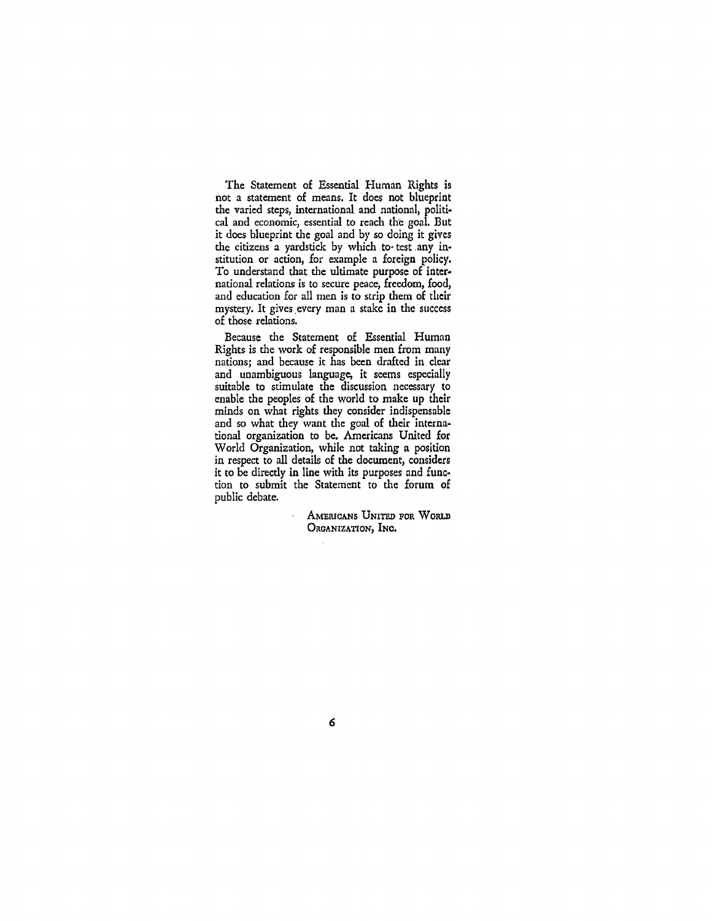The Statement of Essential Human Rights is not a statement of means. It does not blueprint the varied steps, international and national, political and economic, essential to reach the goal. But it does blueprint the goal and by so doing it gives the citizens a yardstick by which to test any institution or action, for example a foreign policy. To understand that the ultimate purpose of international relations is to secure peace, freedom, food, and education for all men is to strip them of their mystery. It gives every man a stake in the success of those relations.

Because the Statement of Essential Human Rights is the work of responsible men from many nations; and because it has been drafted in clear and unambiguous language, it seems especially suitable to stimulate the discussion necessary to enable the peoples of the world to make up their minds on what rights they consider indispensable and so what they want the goal of their international organization to be. Americans United for World Organization, while not taking a position in respect to all details of the document, considers it to be directly in line with its purposes and function to submit the Statement to the forum of public debate.

AMERICANS UNITED FOR WORLD ORGANIZATION, INC.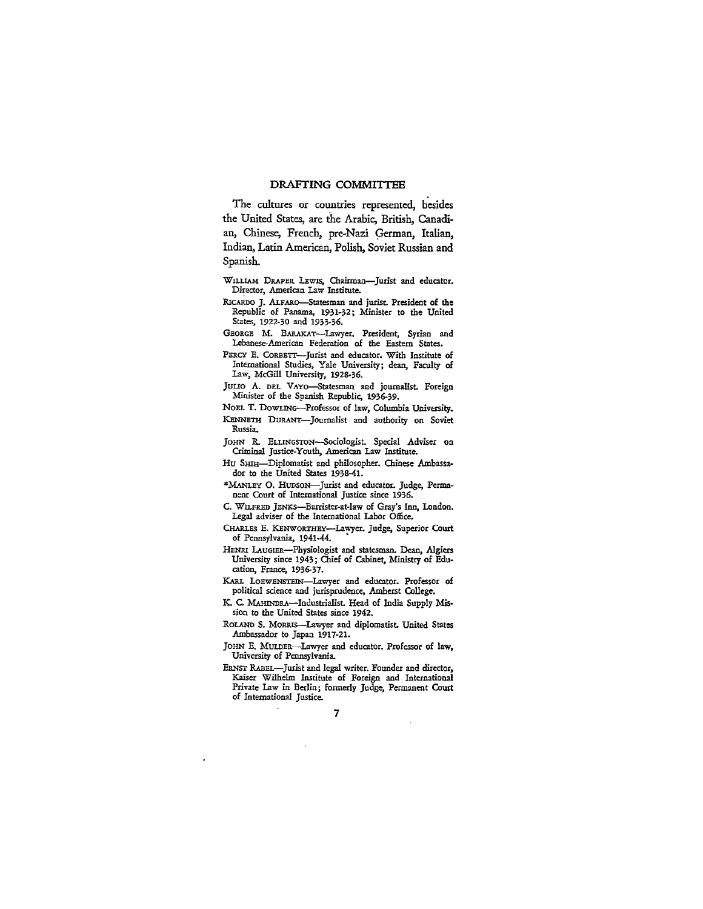## DRAFTING COMMITTEE

The cultures or countries represented, besides the United States, are the Arabic, British, Canadian, Chinese, French, pre-Nazi German, Italian, Indian, Latin American, Polish, Soviet Russian and Spanish.

WILLIAM DRAPER LEWIS, Chairman—Jurist and educator. Director, American Law Institute.

RICARDO J. ALFARO—Statesman and jurist. President of the Republic of Panama, 1931-32; Minister to the United States, 1922-30 and 1933-36.

GEORGE M. BARAKAT—Lawyer. President, Syrian and Lebanese-American Federation of the Eastern States.

PERCY E. CORBETT—Jurist and educator. With Institute of International Studies, Yale University; dean, Faculty of Law, McGill University, 1928-36.

JULIO A. DEL VAYO—Statesman and journalist. Foreign Minister of the Spanish Republic, 1936-39.

NOEL T. DOWLING—Professor of law, Columbia University.

KENNETH DURANT—Journalist and authority on Soviet Russia.

JOHN R. ELLINGSTON—Sociologist. Special Adviser on Criminal Justice-Youth, American Law Institute.

HU SHIH—Diplomatist and philosopher. Chinese Ambassador to the United States 1938-41.

*MANLEY O. HUDSON—Jurist and educator. Judge, Permanent Court of International Justice since 1936.

C. WILFRED JENKS—Barrister-at-law of Gray's Inn, London. Legal adviser of the International Labor Office.

CHARLES E. KENWORTHEY—Lawyer. Judge, Superior Court of Pennsylvania, 1941-44.

HENRI LAUGIER—Physiologist and statesman. Dean, Algiers University since 1943; Chief of Cabinet, Ministry of Education, France, 1936-37.

KARL LOEWENSTEIN—Lawyer and educator. Professor of political science and jurisprudence, Amherst College.

K. C. MAHINDRA—Industrialist. Head of India Supply Mission to the United States since 1942.

ROLAND S. MORRIS—Lawyer and diplomatist. United States Ambassador to Japan 1917-21.

JOHN E. MULDER—Lawyer and educator. Professor of law, University of Pennsylvania.

ERNST RABEL—Jurist and legal writer. Founder and director, Kaiser Wilhelm Institute of Foreign and International Private Law in Berlin; formerly Judge, Permanent Court of International Justice.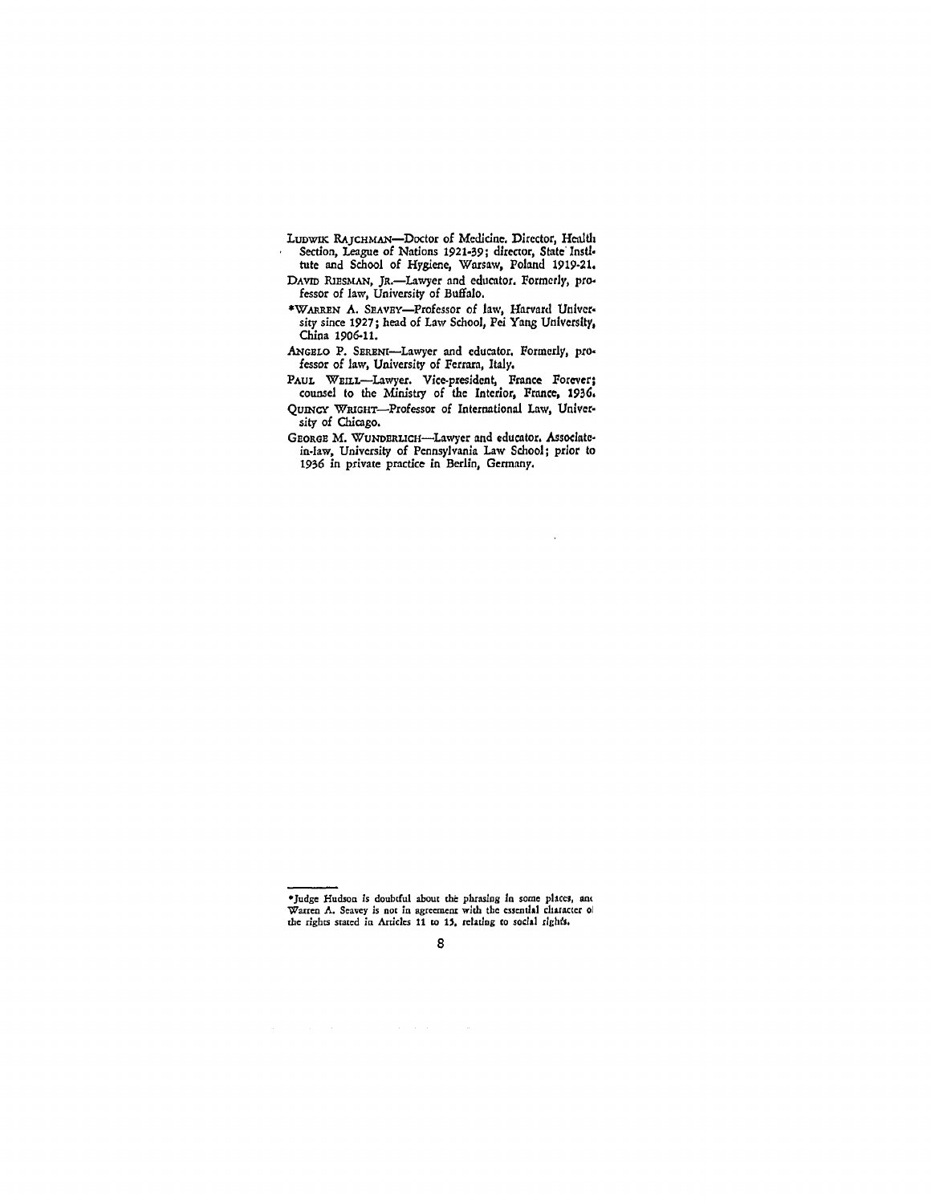LUDWIK RAJCHMAN—Doctor of Medicine. Director, Health Section, League of Nations 1921-39; director, State Institute and School of Hygiene, Warsaw, Poland 1919-21.

DAVID RIESMAN, JR.—Lawyer and educator. Formerly, professor of law, University of Buffalo.

*WARREN A. SEAVEY—Professor of law, Harvard University since 1927; head of Law School, Pei Yang University, China 1906-11.

ANGELO P. SERENI—Lawyer and educator. Formerly, professor of law, University of Ferrara, Italy.

PAUL WEILL—Lawyer. Vice-president, France Forever; counsel to the Ministry of the Interior, France, 1936.

QUINCY WRIGHT—Professor of International Law, University of Chicago.

GEORGE M. WUNDERLICH—Lawyer and educator. Associate-in-law, University of Pennsylvania Law School; prior to 1936 in private practice in Berlin, Germany.

---

*Judge Hudson is doubtful about the phrasing in some places, and Warren A. Seavey is not in agreement with the essential character of the rights stated in Articles 11 to 15, relating to social rights.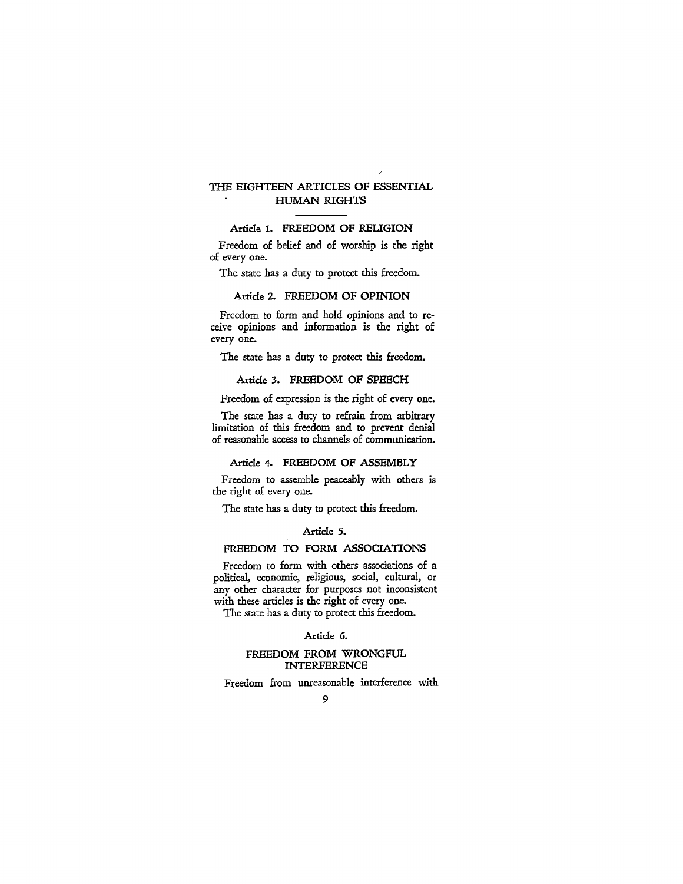# THE EIGHTEEN ARTICLES OF ESSENTIAL HUMAN RIGHTS

## Article 1. FREEDOM OF RELIGION

Freedom of belief and of worship is the right of every one.

The state has a duty to protect this freedom.

## Article 2. FREEDOM OF OPINION

Freedom to form and hold opinions and to receive opinions and information is the right of every one.

The state has a duty to protect this freedom.

## Article 3. FREEDOM OF SPEECH

Freedom of expression is the right of every one.

The state has a duty to refrain from arbitrary limitation of this freedom and to prevent denial of reasonable access to channels of communication.

## Article 4. FREEDOM OF ASSEMBLY

Freedom to assemble peaceably with others is the right of every one.

The state has a duty to protect this freedom.

## Article 5. FREEDOM TO FORM ASSOCIATIONS

Freedom to form with others associations of a political, economic, religious, social, cultural, or any other character for purposes not inconsistent with these articles is the right of every one.

The state has a duty to protect this freedom.

## Article 6. FREEDOM FROM WRONGFUL INTERFERENCE

Freedom from unreasonable interference with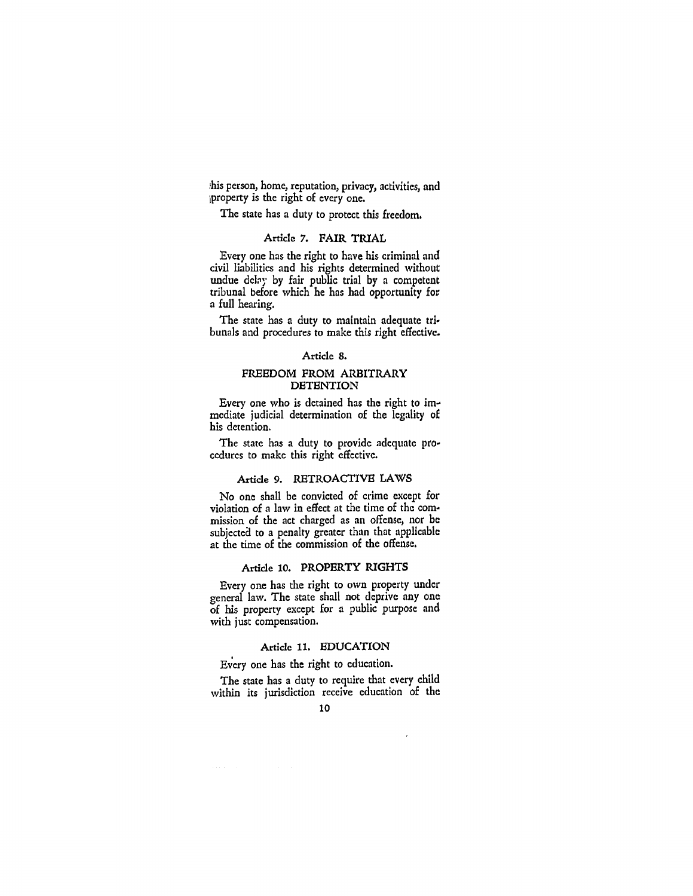his person, home, reputation, privacy, activities, and property is the right of every one.

The state has a duty to protect this freedom.

### Article 7. FAIR TRIAL

Every one has the right to have his criminal and civil liabilities and his rights determined without undue delay by fair public trial by a competent tribunal before which he has had opportunity for a full hearing.

The state has a duty to maintain adequate tribunals and procedures to make this right effective.

### Article 8. FREEDOM FROM ARBITRARY DETENTION

Every one who is detained has the right to immediate judicial determination of the legality of his detention.

The state has a duty to provide adequate procedures to make this right effective.

### Article 9. RETROACTIVE LAWS

No one shall be convicted of crime except for violation of a law in effect at the time of the commission of the act charged as an offense, nor be subjected to a penalty greater than that applicable at the time of the commission of the offense.

### Article 10. PROPERTY RIGHTS

Every one has the right to own property under general law. The state shall not deprive any one of his property except for a public purpose and with just compensation.

### Article 11. EDUCATION

Every one has the right to education.

The state has a duty to require that every child within its jurisdiction receive education of the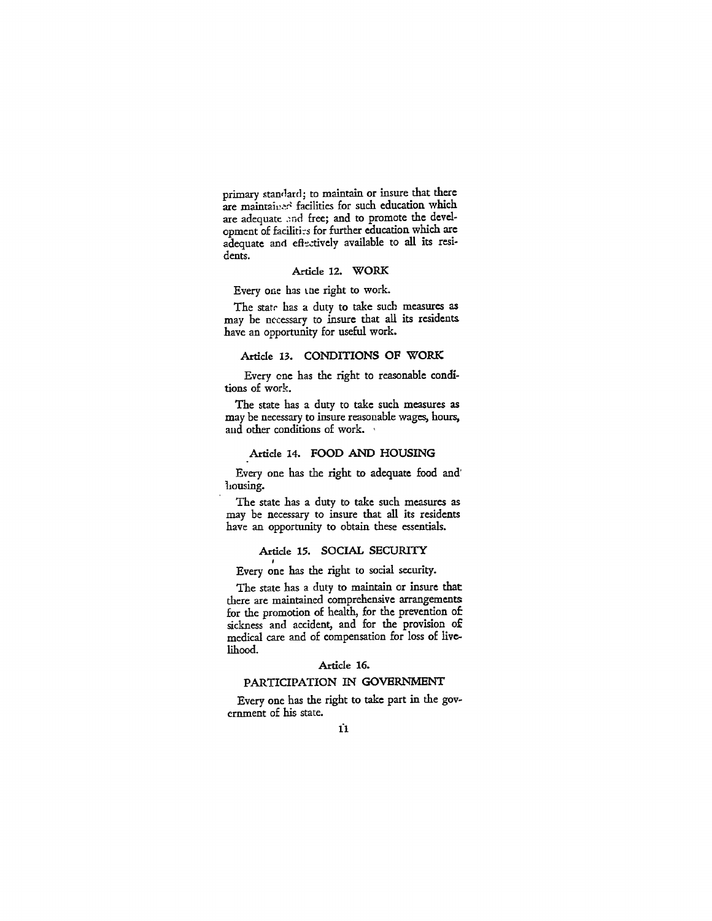primary standard; to maintain or insure that there are maintained facilities for such education which are adequate and free; and to promote the development of facilities for further education which are adequate and effectively available to all its residents.

### Article 12. WORK

Every one has the right to work.

The state has a duty to take such measures as may be necessary to insure that all its residents have an opportunity for useful work.

### Article 13. CONDITIONS OF WORK

Every one has the right to reasonable conditions of work.

The state has a duty to take such measures as may be necessary to insure reasonable wages, hours, and other conditions of work.

### Article 14. FOOD AND HOUSING

Every one has the right to adequate food and housing.

The state has a duty to take such measures as may be necessary to insure that all its residents have an opportunity to obtain these essentials.

### Article 15. SOCIAL SECURITY

Every one has the right to social security.

The state has a duty to maintain or insure that there are maintained comprehensive arrangements for the promotion of health, for the prevention of sickness and accident, and for the provision of medical care and of compensation for loss of livelihood.

### Article 16. PARTICIPATION IN GOVERNMENT

Every one has the right to take part in the government of his state.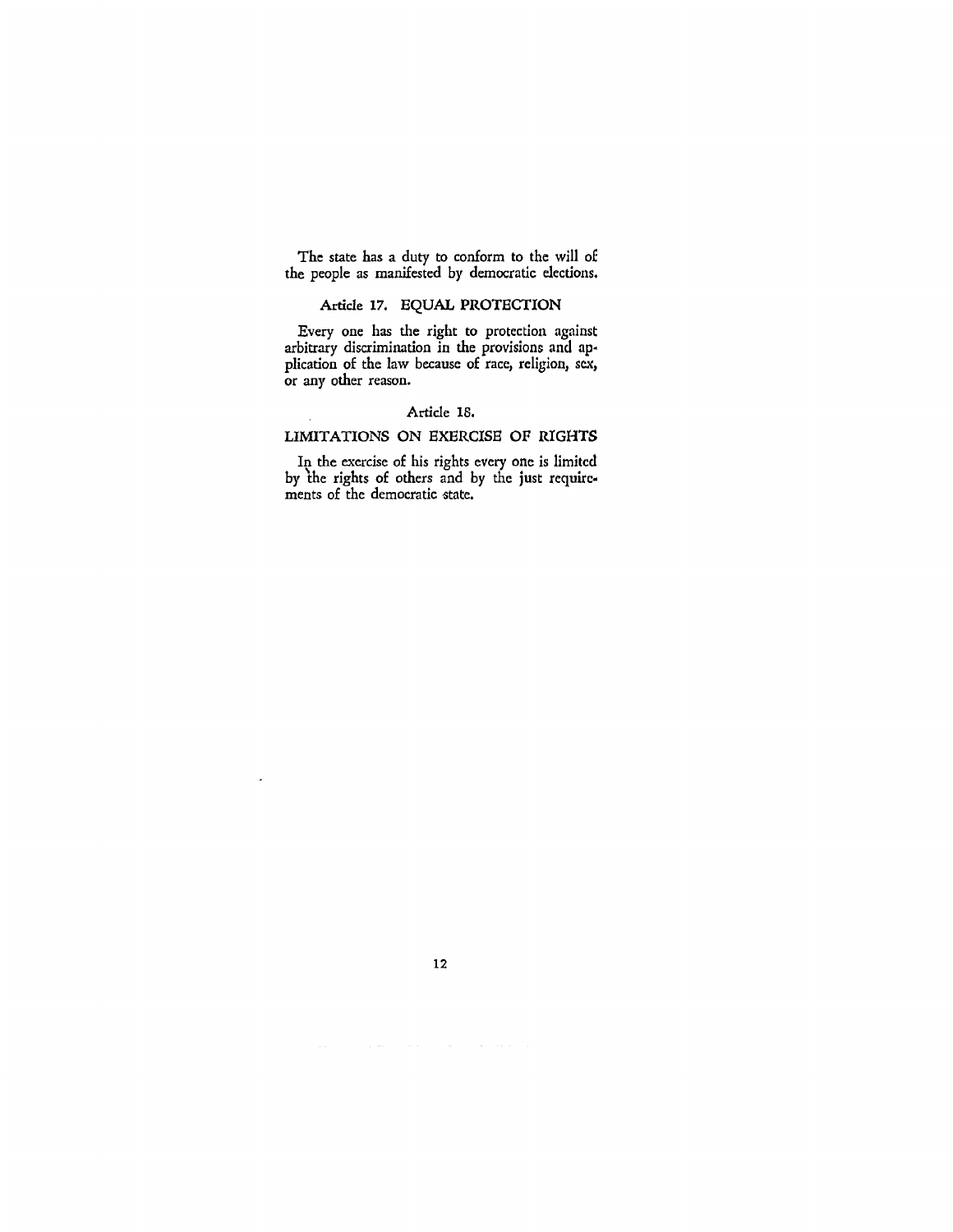The state has a duty to conform to the will of the people as manifested by democratic elections.

### Article 17. EQUAL PROTECTION

Every one has the right to protection against arbitrary discrimination in the provisions and application of the law because of race, religion, sex, or any other reason.

### Article 18.

### LIMITATIONS ON EXERCISE OF RIGHTS

In the exercise of his rights every one is limited by the rights of others and by the just requirements of the democratic state.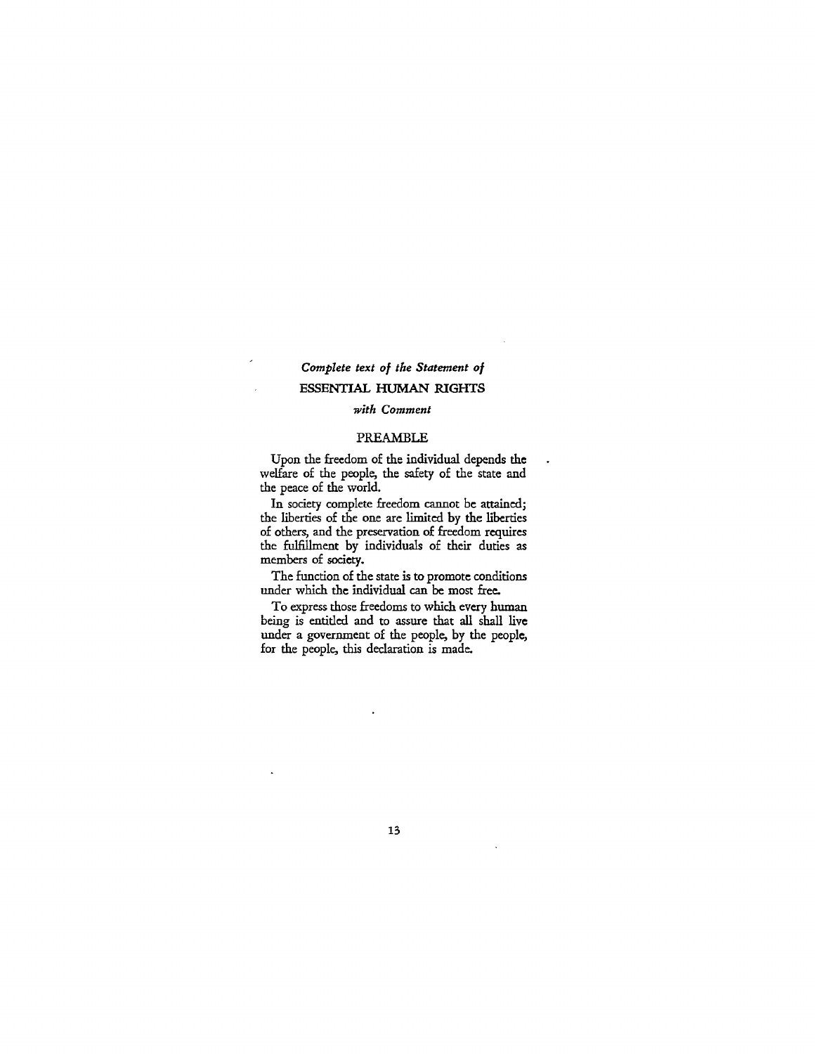*Complete text of the Statement of*

# ESSENTIAL HUMAN RIGHTS

*with Comment*

## PREAMBLE

Upon the freedom of the individual depends the welfare of the people, the safety of the state and the peace of the world.

In society complete freedom cannot be attained; the liberties of the one are limited by the liberties of others, and the preservation of freedom requires the fulfillment by individuals of their duties as members of society.

The function of the state is to promote conditions under which the individual can be most free.

To express those freedoms to which every human being is entitled and to assure that all shall live under a government of the people, by the people, for the people, this declaration is made.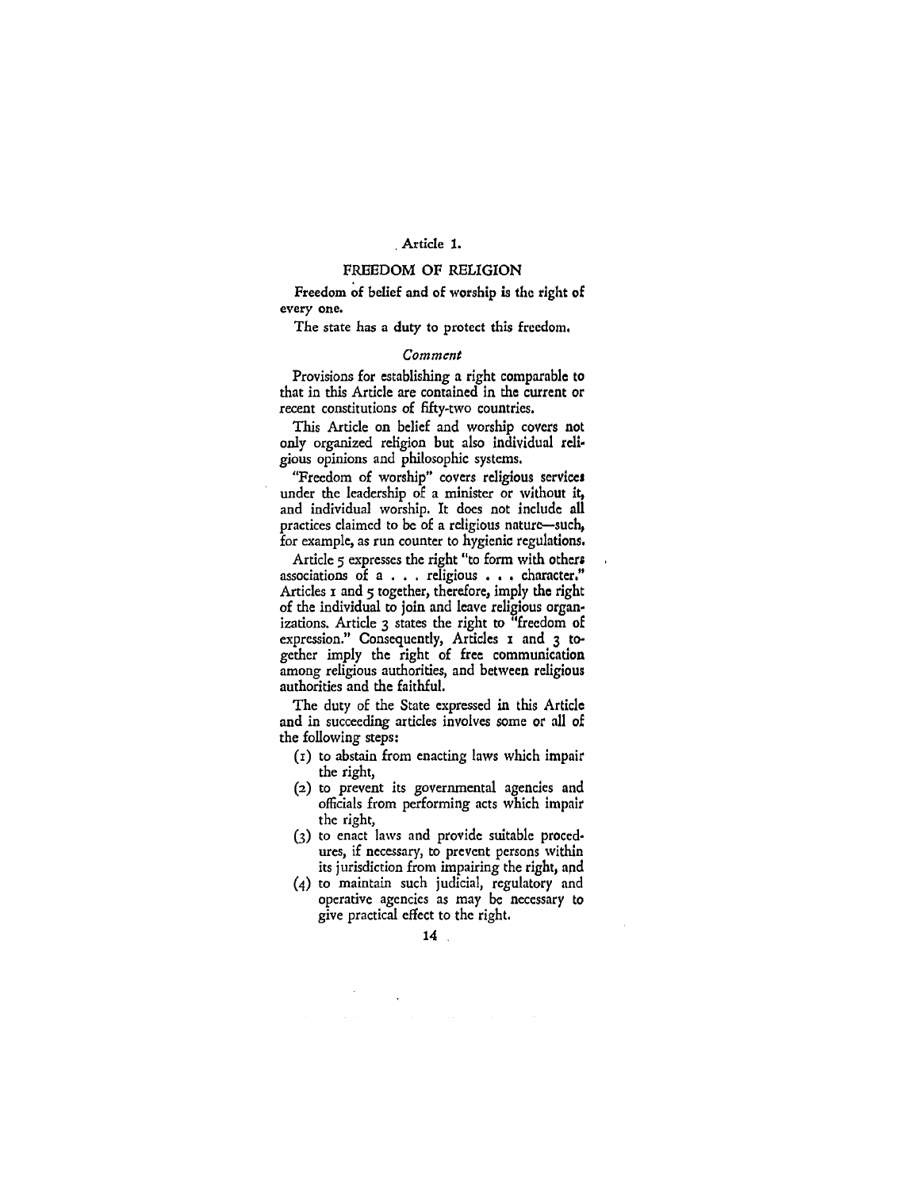## Article 1.

### FREEDOM OF RELIGION

Freedom of belief and of worship is the right of every one.

The state has a duty to protect this freedom.

*Comment*

Provisions for establishing a right comparable to that in this Article are contained in the current or recent constitutions of fifty-two countries.

This Article on belief and worship covers not only organized religion but also individual religious opinions and philosophic systems.

"Freedom of worship" covers religious services under the leadership of a minister or without it, and individual worship. It does not include all practices claimed to be of a religious nature—such, for example, as run counter to hygienic regulations.

Article 5 expresses the right "to form with others associations of a . . . religious . . . character." Articles 1 and 5 together, therefore, imply the right of the individual to join and leave religious organizations. Article 3 states the right to "freedom of expression." Consequently, Articles 1 and 3 together imply the right of free communication among religious authorities, and between religious authorities and the faithful.

The duty of the State expressed in this Article and in succeeding articles involves some or all of the following steps:

(1) to abstain from enacting laws which impair the right,
(2) to prevent its governmental agencies and officials from performing acts which impair the right,
(3) to enact laws and provide suitable procedures, if necessary, to prevent persons within its jurisdiction from impairing the right, and
(4) to maintain such judicial, regulatory and operative agencies as may be necessary to give practical effect to the right.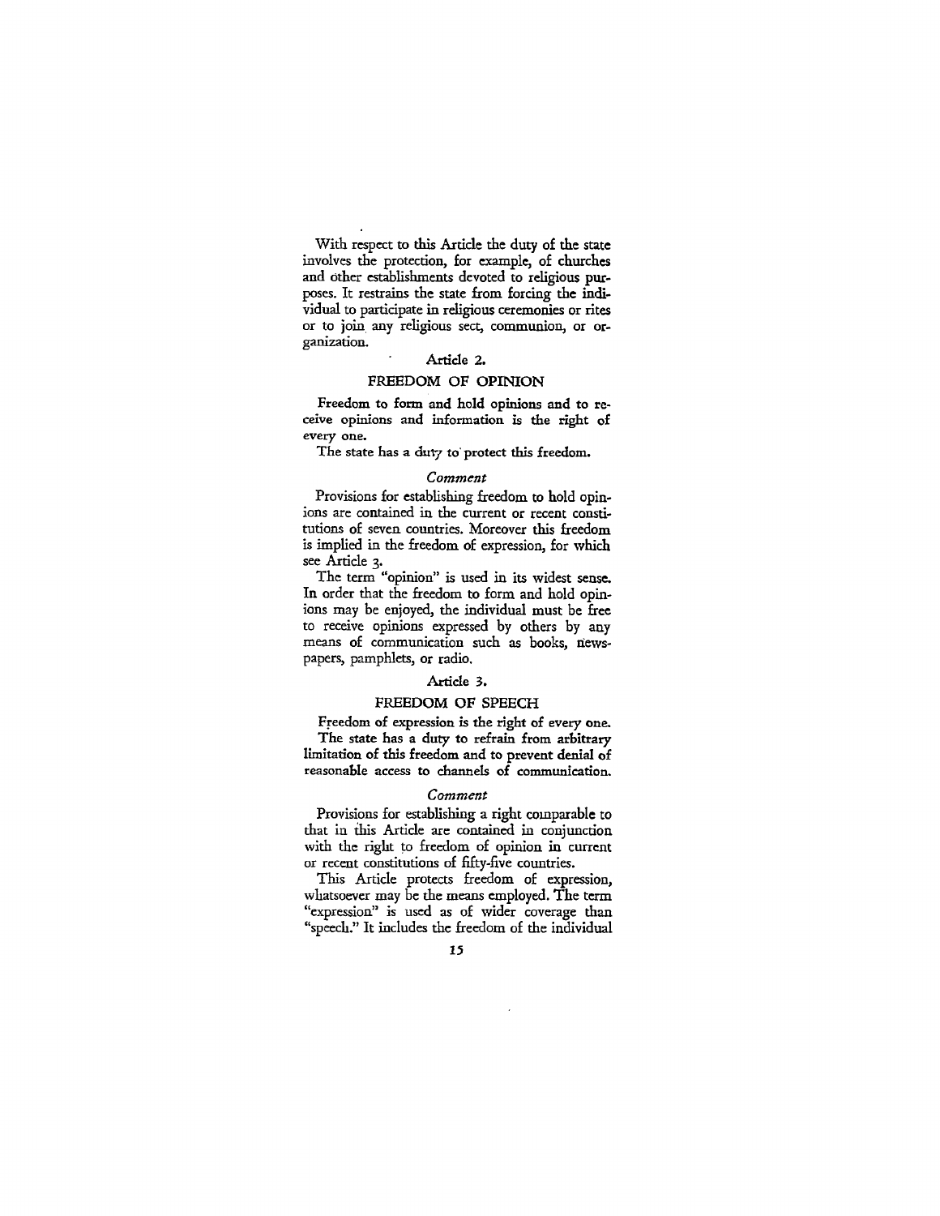With respect to this Article the duty of the state involves the protection, for example, of churches and other establishments devoted to religious purposes. It restrains the state from forcing the individual to participate in religious ceremonies or rites or to join any religious sect, communion, or organization.

## Article 2.

### FREEDOM OF OPINION

**Freedom to form and hold opinions and to receive opinions and information is the right of every one.**

**The state has a duty to protect this freedom.**

*Comment*

Provisions for establishing freedom to hold opinions are contained in the current or recent constitutions of seven countries. Moreover this freedom is implied in the freedom of expression, for which see Article 3.

The term "opinion" is used in its widest sense. In order that the freedom to form and hold opinions may be enjoyed, the individual must be free to receive opinions expressed by others by any means of communication such as books, newspapers, pamphlets, or radio.

## Article 3.

### FREEDOM OF SPEECH

**Freedom of expression is the right of every one.**

**The state has a duty to refrain from arbitrary limitation of this freedom and to prevent denial of reasonable access to channels of communication.**

*Comment*

Provisions for establishing a right comparable to that in this Article are contained in conjunction with the right to freedom of opinion in current or recent constitutions of fifty-five countries.

This Article protects freedom of expression, whatsoever may be the means employed. The term "expression" is used as of wider coverage than "speech." It includes the freedom of the individual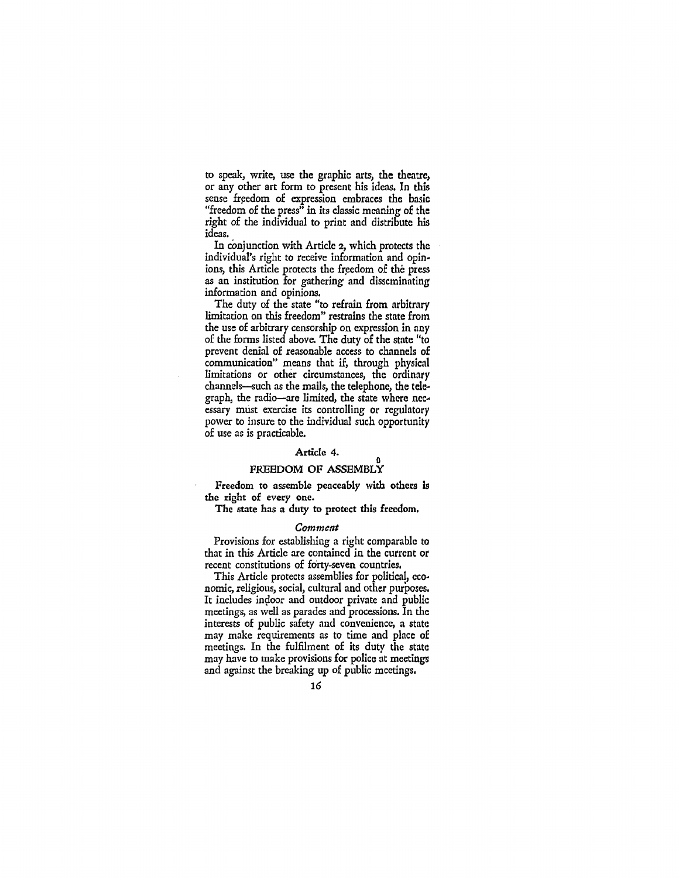to speak, write, use the graphic arts, the theatre, or any other art form to present his ideas. In this sense freedom of expression embraces the basic "freedom of the press" in its classic meaning of the right of the individual to print and distribute his ideas.

In conjunction with Article 2, which protects the individual's right to receive information and opinions, this Article protects the freedom of the press as an institution for gathering and disseminating information and opinions.

The duty of the state "to refrain from arbitrary limitation on this freedom" restrains the state from the use of arbitrary censorship on expression in any of the forms listed above. The duty of the state "to prevent denial of reasonable access to channels of communication" means that if, through physical limitations or other circumstances, the ordinary channels—such as the mails, the telephone, the telegraph, the radio—are limited, the state where necessary must exercise its controlling or regulatory power to insure to the individual such opportunity of use as is practicable.

## Article 4.

## FREEDOM OF ASSEMBLY

**Freedom to assemble peaceably with others is the right of every one.**

**The state has a duty to protect this freedom.**

### *Comment*

Provisions for establishing a right comparable to that in this Article are contained in the current or recent constitutions of forty-seven countries.

This Article protects assemblies for political, economic, religious, social, cultural and other purposes. It includes indoor and outdoor private and public meetings, as well as parades and processions. In the interests of public safety and convenience, a state may make requirements as to time and place of meetings. In the fulfilment of its duty the state may have to make provisions for police at meetings and against the breaking up of public meetings.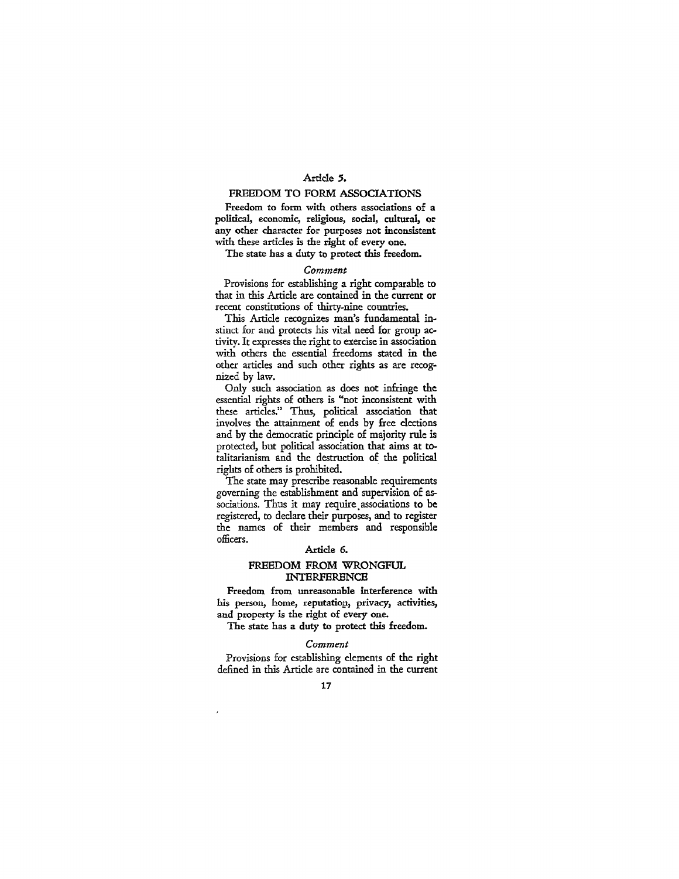## Article 5.

### FREEDOM TO FORM ASSOCIATIONS

**Freedom to form with others associations of a political, economic, religious, social, cultural, or any other character for purposes not inconsistent with these articles is the right of every one.**

**The state has a duty to protect this freedom.**

#### *Comment*

Provisions for establishing a right comparable to that in this Article are contained in the current or recent constitutions of thirty-nine countries.

This Article recognizes man's fundamental instinct for and protects his vital need for group activity. It expresses the right to exercise in association with others the essential freedoms stated in the other articles and such other rights as are recognized by law.

Only such association as does not infringe the essential rights of others is "not inconsistent with these articles." Thus, political association that involves the attainment of ends by free elections and by the democratic principle of majority rule is protected, but political association that aims at totalitarianism and the destruction of the political rights of others is prohibited.

The state may prescribe reasonable requirements governing the establishment and supervision of associations. Thus it may require associations to be registered, to declare their purposes, and to register the names of their members and responsible officers.

## Article 6.

### FREEDOM FROM WRONGFUL INTERFERENCE

**Freedom from unreasonable interference with his person, home, reputation, privacy, activities, and property is the right of every one.**

**The state has a duty to protect this freedom.**

#### *Comment*

Provisions for establishing elements of the right defined in this Article are contained in the current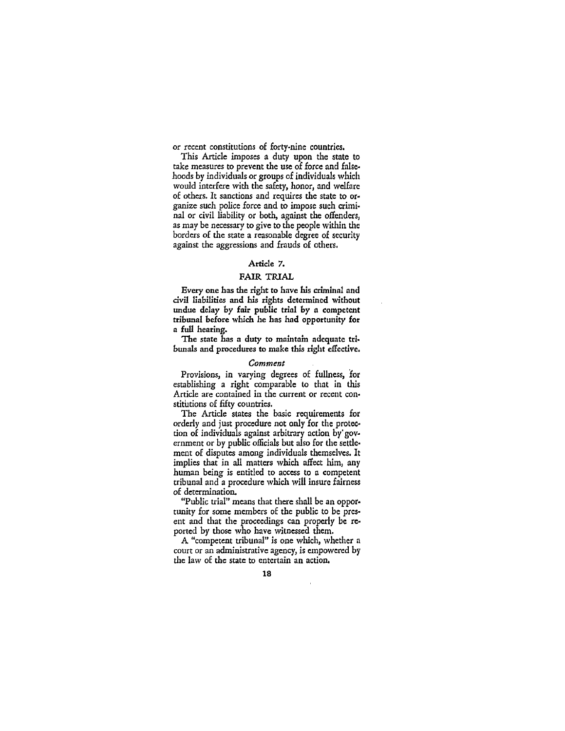or recent constitutions of forty-nine countries.

This Article imposes a duty upon the state to take measures to prevent the use of force and falsehoods by individuals or groups of individuals which would interfere with the safety, honor, and welfare of others. It sanctions and requires the state to organize such police force and to impose such criminal or civil liability or both, against the offenders, as may be necessary to give to the people within the borders of the state a reasonable degree of security against the aggressions and frauds of others.

### Article 7.

### FAIR TRIAL

**Every one has the right to have his criminal and civil liabilities and his rights determined without undue delay by fair public trial by a competent tribunal before which he has had opportunity for a full hearing.**

**The state has a duty to maintain adequate tribunals and procedures to make this right effective.**

*Comment*

Provisions, in varying degrees of fullness, for establishing a right comparable to that in this Article are contained in the current or recent constitutions of fifty countries.

The Article states the basic requirements for orderly and just procedure not only for the protection of individuals against arbitrary action by government or by public officials but also for the settlement of disputes among individuals themselves. It implies that in all matters which affect him, any human being is entitled to access to a competent tribunal and a procedure which will insure fairness of determination.

"Public trial" means that there shall be an opportunity for some members of the public to be present and that the proceedings can properly be reported by those who have witnessed them.

A "competent tribunal" is one which, whether a court or an administrative agency, is empowered by the law of the state to entertain an action.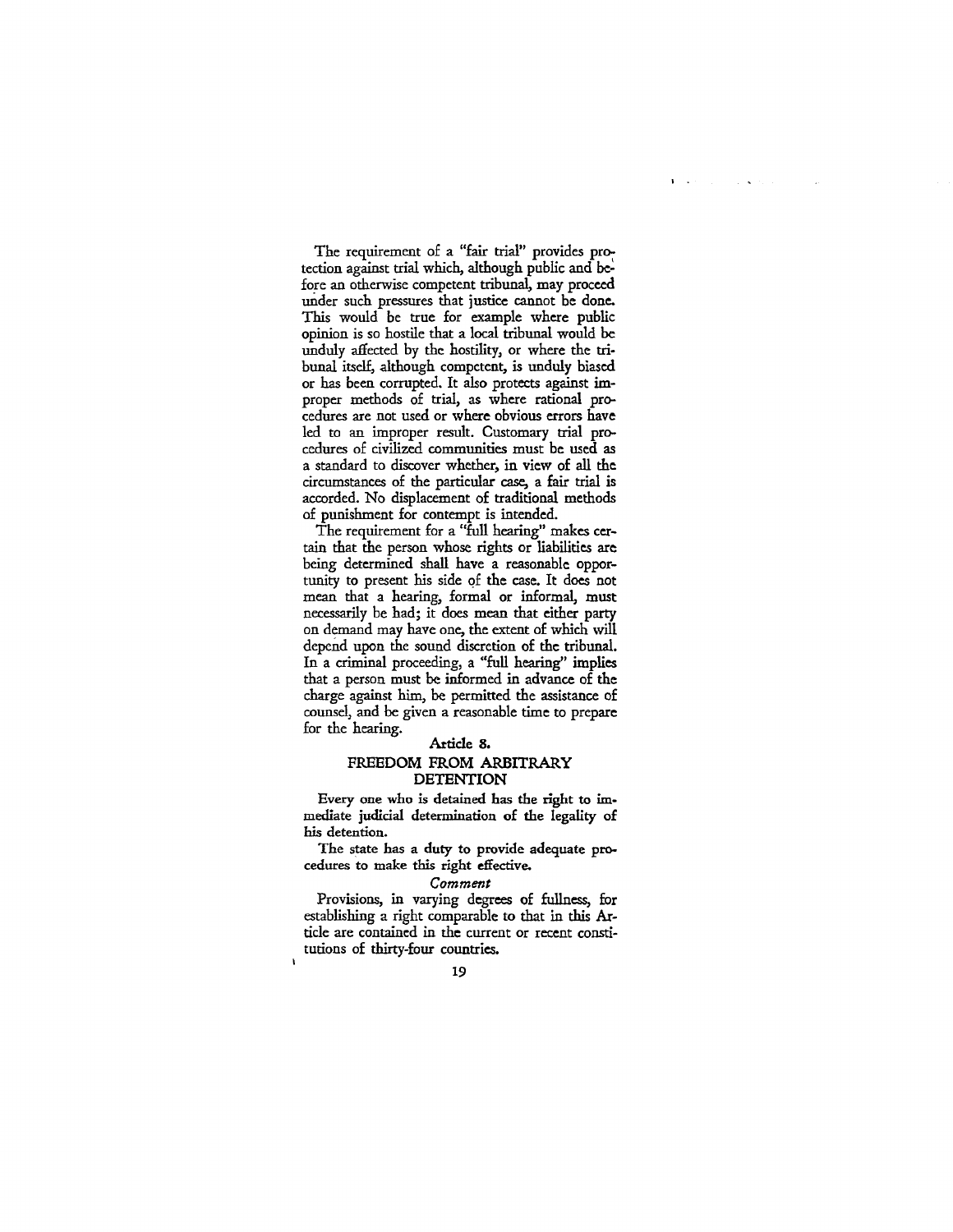The requirement of a "fair trial" provides protection against trial which, although public and before an otherwise competent tribunal, may proceed under such pressures that justice cannot be done. This would be true for example where public opinion is so hostile that a local tribunal would be unduly affected by the hostility, or where the tribunal itself, although competent, is unduly biased or has been corrupted. It also protects against improper methods of trial, as where rational procedures are not used or where obvious errors have led to an improper result. Customary trial procedures of civilized communities must be used as a standard to discover whether, in view of all the circumstances of the particular case, a fair trial is accorded. No displacement of traditional methods of punishment for contempt is intended.

The requirement for a "full hearing" makes certain that the person whose rights or liabilities are being determined shall have a reasonable opportunity to present his side of the case. It does not mean that a hearing, formal or informal, must necessarily be had; it does mean that either party on demand may have one, the extent of which will depend upon the sound discretion of the tribunal. In a criminal proceeding, a "full hearing" implies that a person must be informed in advance of the charge against him, be permitted the assistance of counsel, and be given a reasonable time to prepare for the hearing.

## Article 8.

## FREEDOM FROM ARBITRARY DETENTION

**Every one who is detained has the right to immediate judicial determination of the legality of his detention.**

**The state has a duty to provide adequate procedures to make this right effective.**

### *Comment*

Provisions, in varying degrees of fullness, for establishing a right comparable to that in this Article are contained in the current or recent constitutions of thirty-four countries.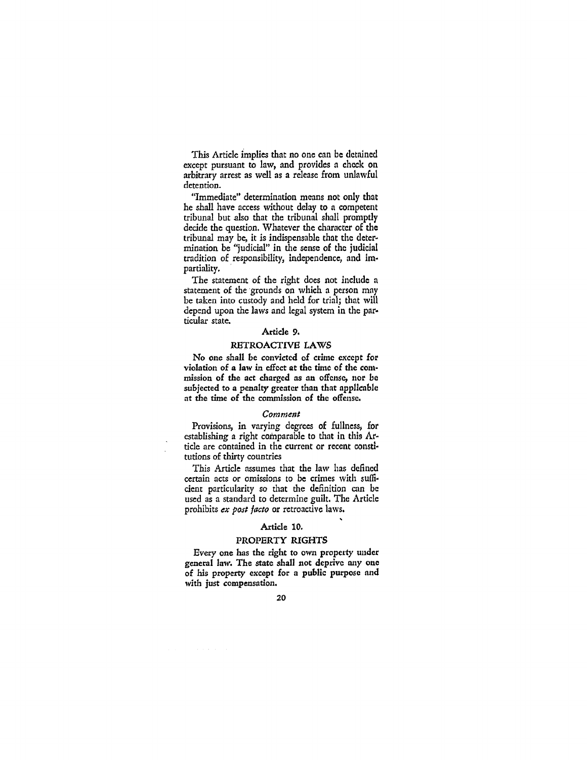This Article implies that no one can be detained except pursuant to law, and provides a check on arbitrary arrest as well as a release from unlawful detention.

"Immediate" determination means not only that he shall have access without delay to a competent tribunal but also that the tribunal shall promptly decide the question. Whatever the character of the tribunal may be, it is indispensable that the determination be "judicial" in the sense of the judicial tradition of responsibility, independence, and impartiality.

The statement of the right does not include a statement of the grounds on which a person may be taken into custody and held for trial; that will depend upon the laws and legal system in the particular state.

## Article 9.

### RETROACTIVE LAWS

**No one shall be convicted of crime except for violation of a law in effect at the time of the commission of the act charged as an offense, nor be subjected to a penalty greater than that applicable at the time of the commission of the offense.**

*Comment*

Provisions, in varying degrees of fullness, for establishing a right comparable to that in this Article are contained in the current or recent constitutions of thirty countries

This Article assumes that the law has defined certain acts or omissions to be crimes with sufficient particularity so that the definition can be used as a standard to determine guilt. The Article prohibits *ex post facto* or retroactive laws.

## Article 10.

### PROPERTY RIGHTS

**Every one has the right to own property under general law. The state shall not deprive any one of his property except for a public purpose and with just compensation.**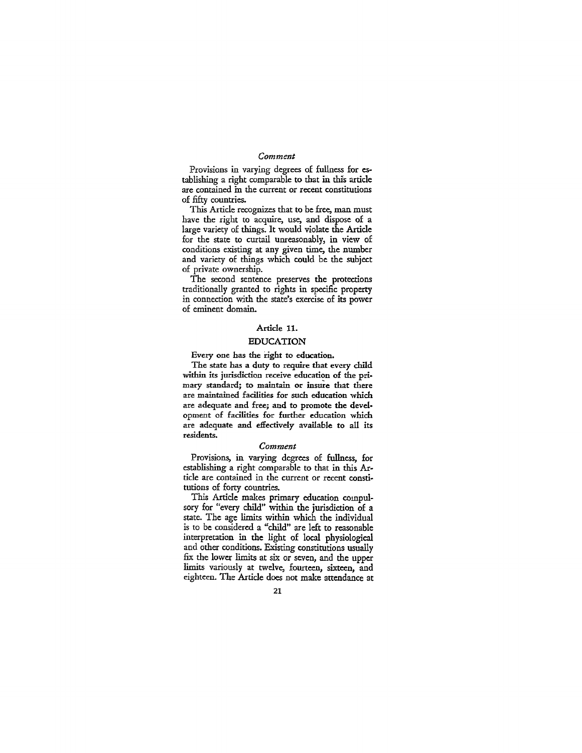*Comment*

Provisions in varying degrees of fullness for establishing a right comparable to that in this article are contained in the current or recent constitutions of fifty countries.

This Article recognizes that to be free, man must have the right to acquire, use, and dispose of a large variety of things. It would violate the Article for the state to curtail unreasonably, in view of conditions existing at any given time, the number and variety of things which could be the subject of private ownership.

The second sentence preserves the protections traditionally granted to rights in specific property in connection with the state's exercise of its power of eminent domain.

## Article 11.

## EDUCATION

**Every one has the right to education.**

**The state has a duty to require that every child within its jurisdiction receive education of the primary standard; to maintain or insure that there are maintained facilities for such education which are adequate and free; and to promote the development of facilities for further education which are adequate and effectively available to all its residents.**

*Comment*

Provisions, in varying degrees of fullness, for establishing a right comparable to that in this Article are contained in the current or recent constitutions of forty countries.

This Article makes primary education compulsory for "every child" within the jurisdiction of a state. The age limits within which the individual is to be considered a "child" are left to reasonable interpretation in the light of local physiological and other conditions. Existing constitutions usually fix the lower limits at six or seven, and the upper limits variously at twelve, fourteen, sixteen, and eighteen. The Article does not make attendance at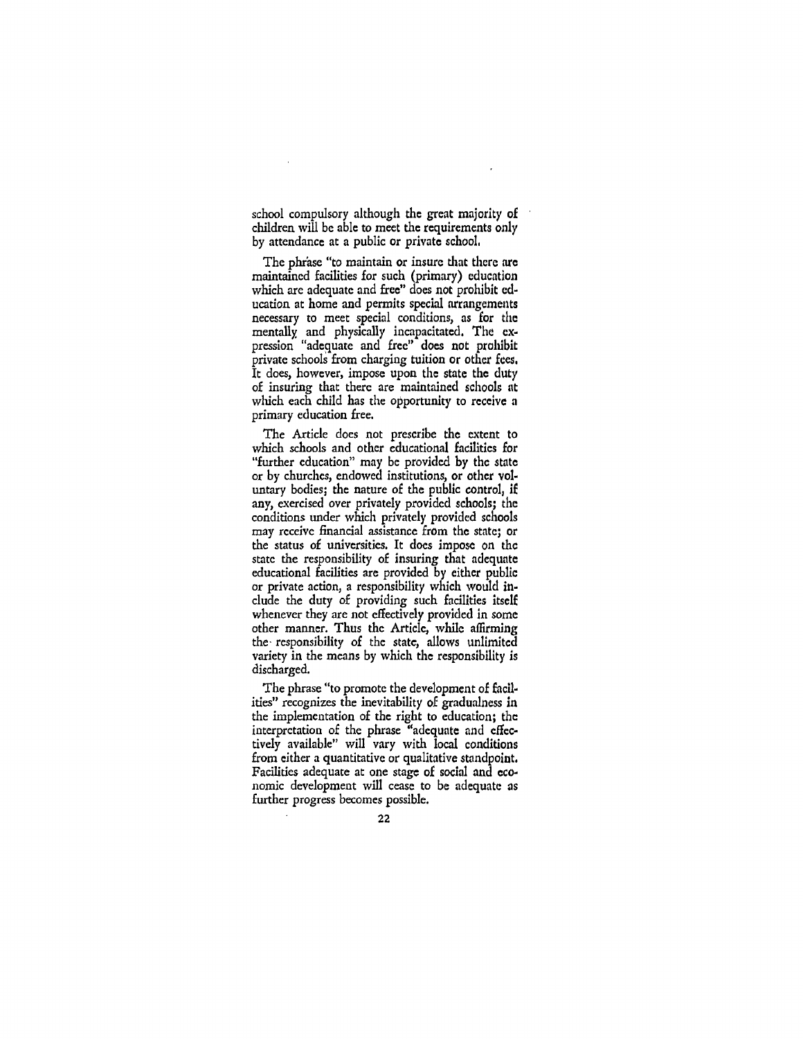school compulsory although the great majority of children will be able to meet the requirements only by attendance at a public or private school.

The phrase "to maintain or insure that there are maintained facilities for such (primary) education which are adequate and free" does not prohibit education at home and permits special arrangements necessary to meet special conditions, as for the mentally and physically incapacitated. The expression "adequate and free" does not prohibit private schools from charging tuition or other fees. It does, however, impose upon the state the duty of insuring that there are maintained schools at which each child has the opportunity to receive a primary education free.

The Article does not prescribe the extent to which schools and other educational facilities for "further education" may be provided by the state or by churches, endowed institutions, or other voluntary bodies; the nature of the public control, if any, exercised over privately provided schools; the conditions under which privately provided schools may receive financial assistance from the state; or the status of universities. It does impose on the state the responsibility of insuring that adequate educational facilities are provided by either public or private action, a responsibility which would include the duty of providing such facilities itself whenever they are not effectively provided in some other manner. Thus the Article, while affirming the responsibility of the state, allows unlimited variety in the means by which the responsibility is discharged.

The phrase "to promote the development of facilities" recognizes the inevitability of gradualness in the implementation of the right to education; the interpretation of the phrase "adequate and effectively available" will vary with local conditions from either a quantitative or qualitative standpoint. Facilities adequate at one stage of social and economic development will cease to be adequate as further progress becomes possible.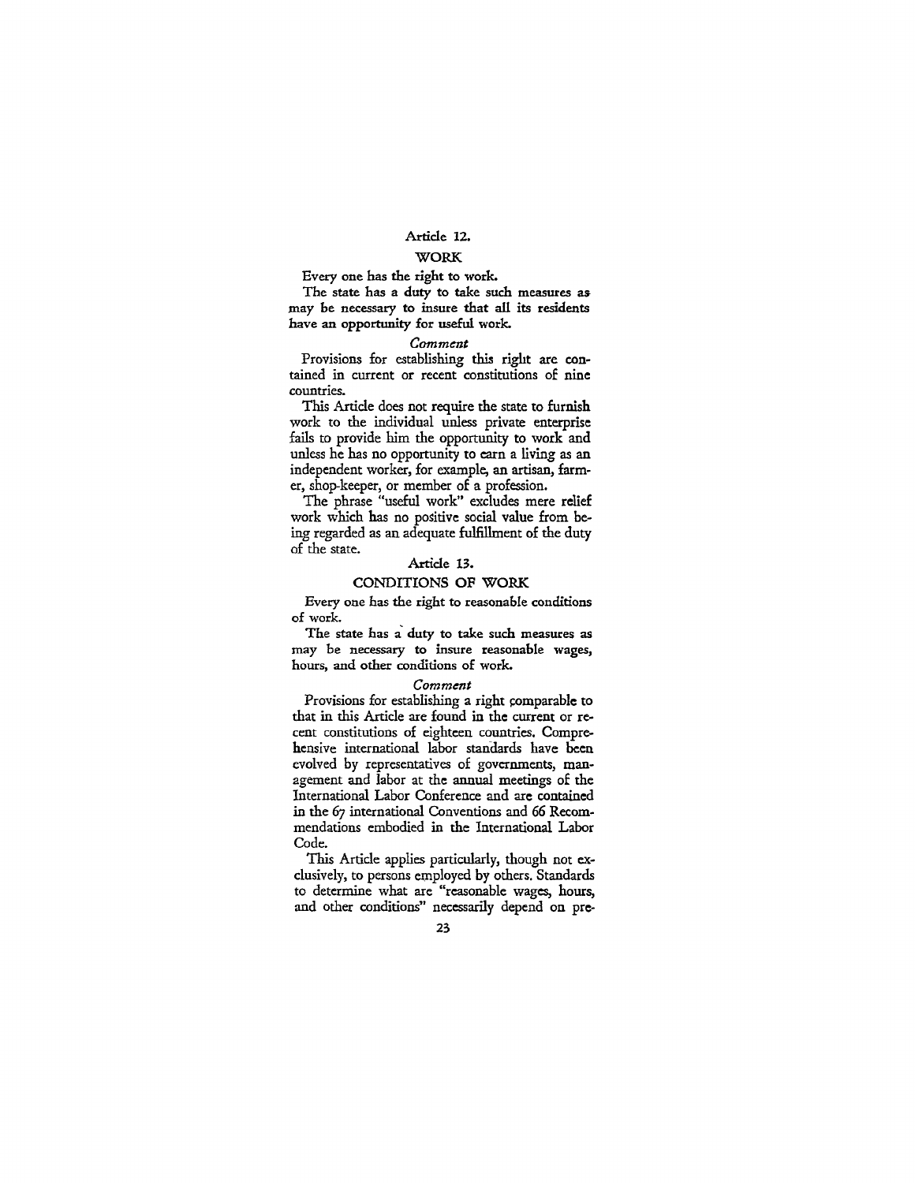## Article 12.

### WORK

Every one has the right to work.

The state has a duty to take such measures as may be necessary to insure that all its residents have an opportunity for useful work.

*Comment*

Provisions for establishing this right are contained in current or recent constitutions of nine countries.

This Article does not require the state to furnish work to the individual unless private enterprise fails to provide him the opportunity to work and unless he has no opportunity to earn a living as an independent worker, for example, an artisan, farmer, shop-keeper, or member of a profession.

The phrase "useful work" excludes mere relief work which has no positive social value from being regarded as an adequate fulfillment of the duty of the state.

## Article 13.

### CONDITIONS OF WORK

Every one has the right to reasonable conditions of work.

The state has a duty to take such measures as may be necessary to insure reasonable wages, hours, and other conditions of work.

*Comment*

Provisions for establishing a right comparable to that in this Article are found in the current or recent constitutions of eighteen countries. Comprehensive international labor standards have been evolved by representatives of governments, management and labor at the annual meetings of the International Labor Conference and are contained in the 67 international Conventions and 66 Recommendations embodied in the International Labor Code.

This Article applies particularly, though not exclusively, to persons employed by others. Standards to determine what are "reasonable wages, hours, and other conditions" necessarily depend on pre-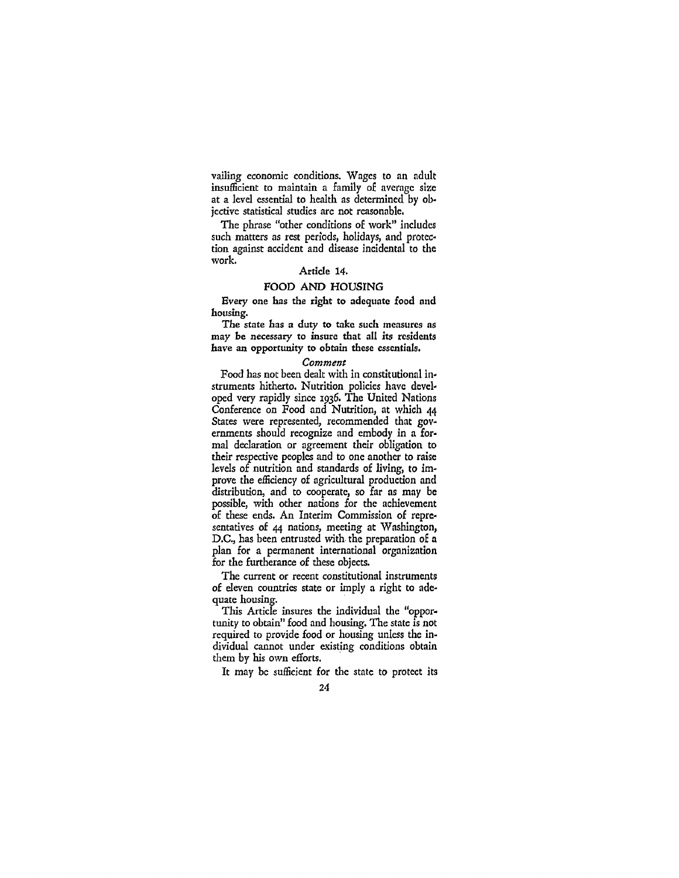vailing economic conditions. Wages to an adult insufficient to maintain a family of average size at a level essential to health as determined by objective statistical studies are not reasonable.

The phrase "other conditions of work" includes such matters as rest periods, holidays, and protection against accident and disease incidental to the work.

### Article 14.

### FOOD AND HOUSING

**Every one has the right to adequate food and housing.**

**The state has a duty to take such measures as may be necessary to insure that all its residents have an opportunity to obtain these essentials.**

*Comment*

Food has not been dealt with in constitutional instruments hitherto. Nutrition policies have developed very rapidly since 1936. The United Nations Conference on Food and Nutrition, at which 44 States were represented, recommended that governments should recognize and embody in a formal declaration or agreement their obligation to their respective peoples and to one another to raise levels of nutrition and standards of living, to improve the efficiency of agricultural production and distribution, and to cooperate, so far as may be possible, with other nations for the achievement of these ends. An Interim Commission of representatives of 44 nations, meeting at Washington, D.C., has been entrusted with the preparation of a plan for a permanent international organization for the furtherance of these objects.

The current or recent constitutional instruments of eleven countries state or imply a right to adequate housing.

This Article insures the individual the "opportunity to obtain" food and housing. The state is not required to provide food or housing unless the individual cannot under existing conditions obtain them by his own efforts.

It may be sufficient for the state to protect its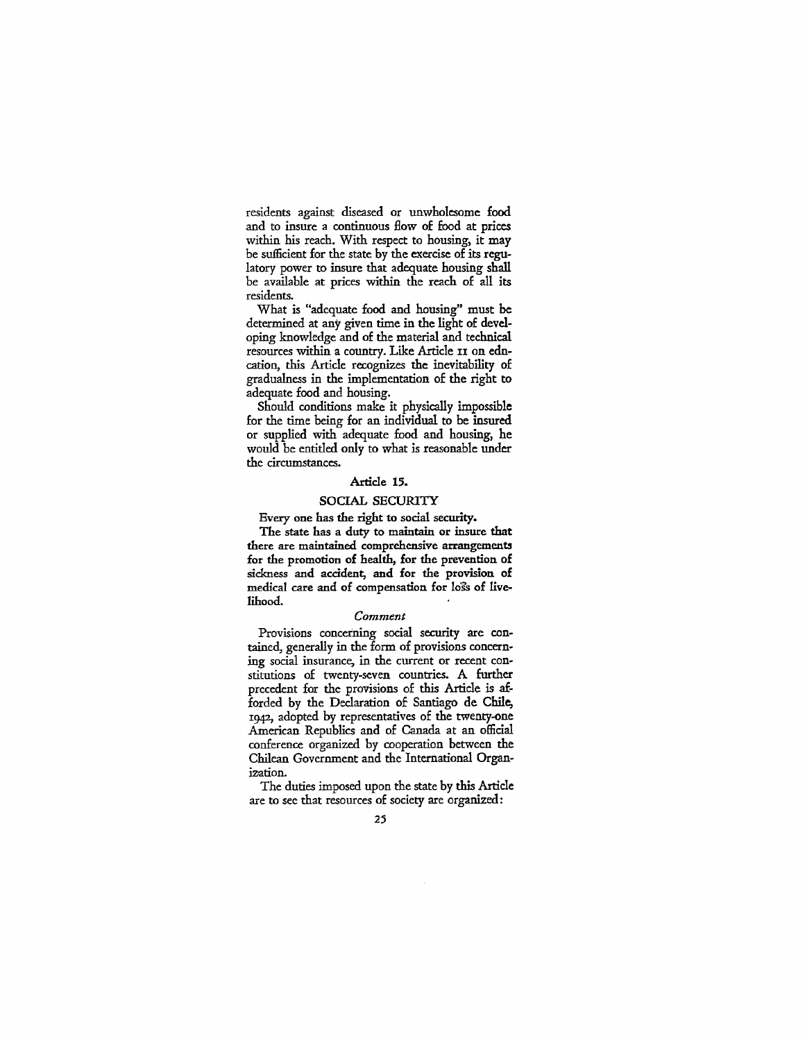residents against diseased or unwholesome food and to insure a continuous flow of food at prices within his reach. With respect to housing, it may be sufficient for the state by the exercise of its regulatory power to insure that adequate housing shall be available at prices within the reach of all its residents.

What is "adequate food and housing" must be determined at any given time in the light of developing knowledge and of the material and technical resources within a country. Like Article 11 on education, this Article recognizes the inevitability of gradualness in the implementation of the right to adequate food and housing.

Should conditions make it physically impossible for the time being for an individual to be insured or supplied with adequate food and housing, he would be entitled only to what is reasonable under the circumstances.

## Article 15.

### SOCIAL SECURITY

**Every one has the right to social security.**

**The state has a duty to maintain or insure that there are maintained comprehensive arrangements for the promotion of health, for the prevention of sickness and accident, and for the provision of medical care and of compensation for loss of livelihood.**

*Comment*

Provisions concerning social security are contained, generally in the form of provisions concerning social insurance, in the current or recent constitutions of twenty-seven countries. A further precedent for the provisions of this Article is afforded by the Declaration of Santiago de Chile, 1942, adopted by representatives of the twenty-one American Republics and of Canada at an official conference organized by cooperation between the Chilean Government and the International Organization.

The duties imposed upon the state by this Article are to see that resources of society are organized: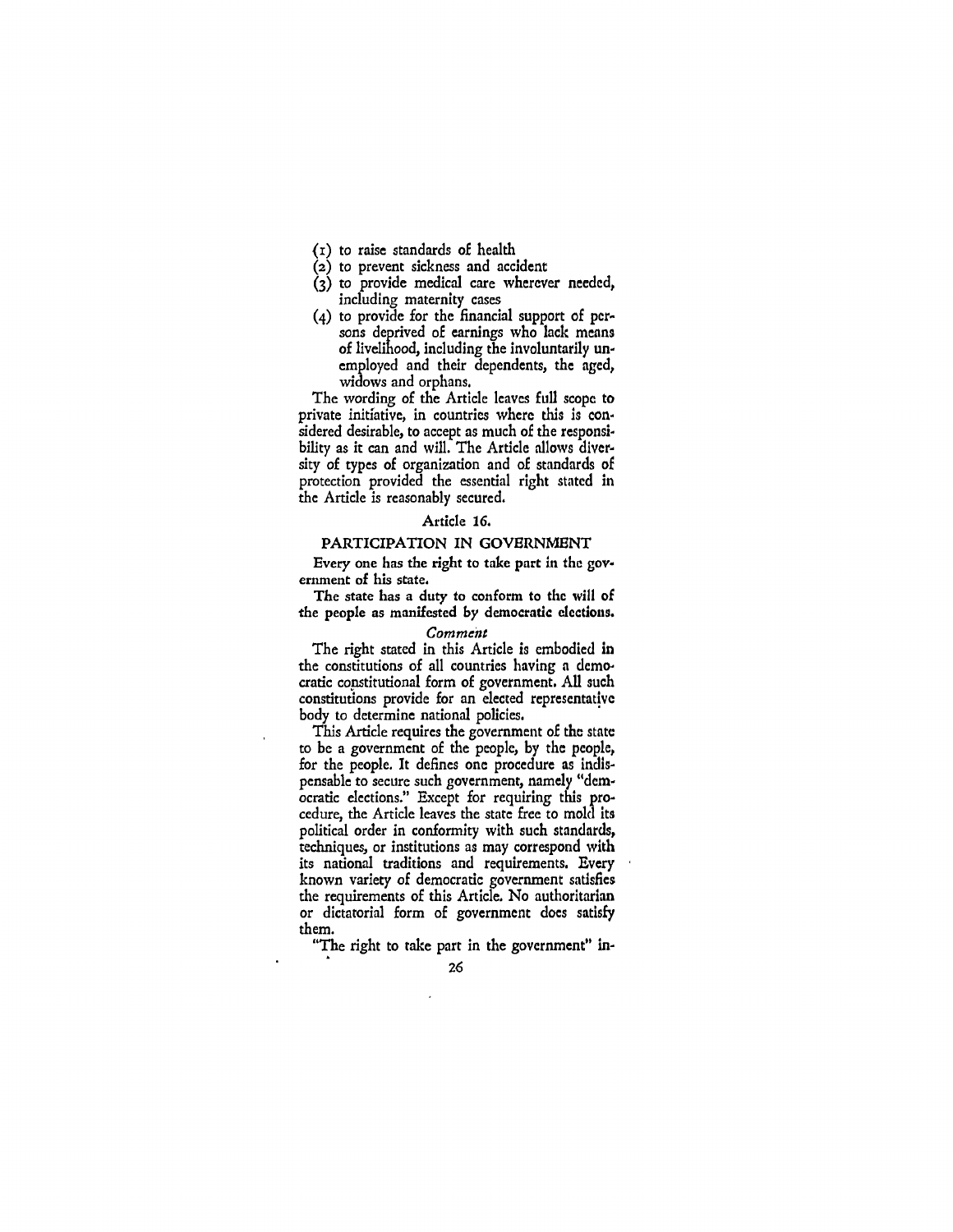(1) to raise standards of health
(2) to prevent sickness and accident
(3) to provide medical care wherever needed, including maternity cases
(4) to provide for the financial support of persons deprived of earnings who lack means of livelihood, including the involuntarily unemployed and their dependents, the aged, widows and orphans.

The wording of the Article leaves full scope to private initiative, in countries where this is considered desirable, to accept as much of the responsibility as it can and will. The Article allows diversity of types of organization and of standards of protection provided the essential right stated in the Article is reasonably secured.

## Article 16.

### PARTICIPATION IN GOVERNMENT

**Every one has the right to take part in the government of his state.**

**The state has a duty to conform to the will of the people as manifested by democratic elections.**

*Comment*

The right stated in this Article is embodied in the constitutions of all countries having a democratic constitutional form of government. All such constitutions provide for an elected representative body to determine national policies.

This Article requires the government of the state to be a government of the people, by the people, for the people. It defines one procedure as indispensable to secure such government, namely "democratic elections." Except for requiring this procedure, the Article leaves the state free to mold its political order in conformity with such standards, techniques, or institutions as may correspond with its national traditions and requirements. Every known variety of democratic government satisfies the requirements of this Article. No authoritarian or dictatorial form of government does satisfy them.

"The right to take part in the government" in-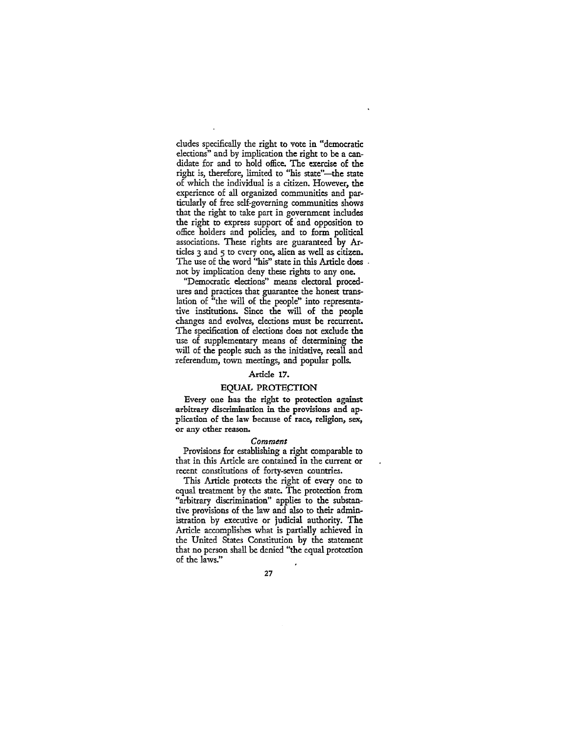cludes specifically the right to vote in "democratic elections" and by implication the right to be a candidate for and to hold office. The exercise of the right is, therefore, limited to "his state"—the state of which the individual is a citizen. However, the experience of all organized communities and particularly of free self-governing communities shows that the right to take part in government includes the right to express support of and opposition to office holders and policies, and to form political associations. These rights are guaranteed by Articles 3 and 5 to every one, alien as well as citizen. The use of the word "his" state in this Article does not by implication deny these rights to any one.

"Democratic elections" means electoral procedures and practices that guarantee the honest translation of "the will of the people" into representative institutions. Since the will of the people changes and evolves, elections must be recurrent. The specification of elections does not exclude the use of supplementary means of determining the will of the people such as the initiative, recall and referendum, town meetings, and popular polls.

### Article 17.

### EQUAL PROTECTION

**Every one has the right to protection against arbitrary discrimination in the provisions and application of the law because of race, religion, sex, or any other reason.**

*Comment*

Provisions for establishing a right comparable to that in this Article are contained in the current or recent constitutions of forty-seven countries.

This Article protects the right of every one to equal treatment by the state. The protection from "arbitrary discrimination" applies to the substantive provisions of the law and also to their administration by executive or judicial authority. The Article accomplishes what is partially achieved in the United States Constitution by the statement that no person shall be denied "the equal protection of the laws."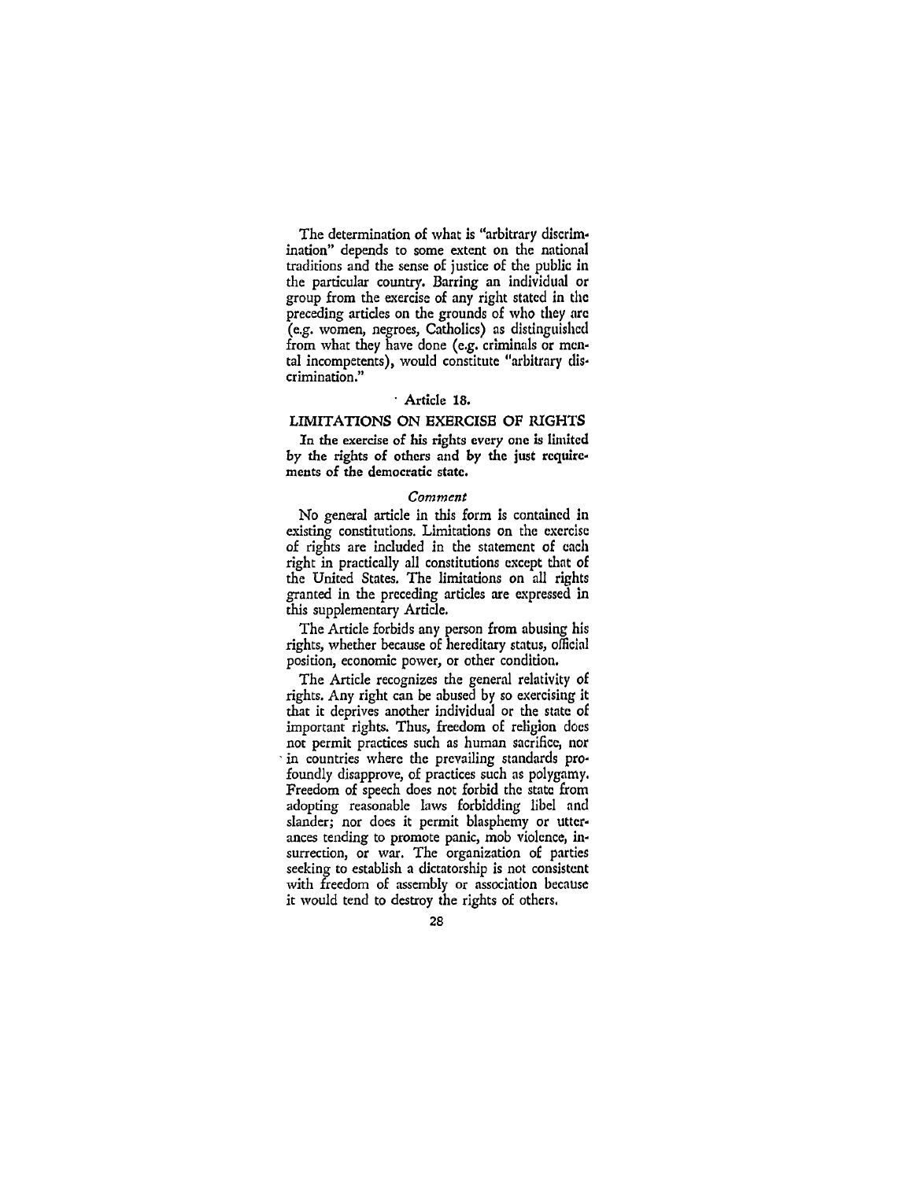The determination of what is "arbitrary discrimination" depends to some extent on the national traditions and the sense of justice of the public in the particular country. Barring an individual or group from the exercise of any right stated in the preceding articles on the grounds of who they are (e.g. women, negroes, Catholics) as distinguished from what they have done (e.g. criminals or mental incompetents), would constitute "arbitrary discrimination."

### Article 18.

### LIMITATIONS ON EXERCISE OF RIGHTS

**In the exercise of his rights every one is limited by the rights of others and by the just requirements of the democratic state.**

*Comment*

No general article in this form is contained in existing constitutions. Limitations on the exercise of rights are included in the statement of each right in practically all constitutions except that of the United States. The limitations on all rights granted in the preceding articles are expressed in this supplementary Article.

The Article forbids any person from abusing his rights, whether because of hereditary status, official position, economic power, or other condition.

The Article recognizes the general relativity of rights. Any right can be abused by so exercising it that it deprives another individual or the state of important rights. Thus, freedom of religion does not permit practices such as human sacrifice, nor in countries where the prevailing standards profoundly disapprove, of practices such as polygamy. Freedom of speech does not forbid the state from adopting reasonable laws forbidding libel and slander; nor does it permit blasphemy or utterances tending to promote panic, mob violence, insurrection, or war. The organization of parties seeking to establish a dictatorship is not consistent with freedom of assembly or association because it would tend to destroy the rights of others.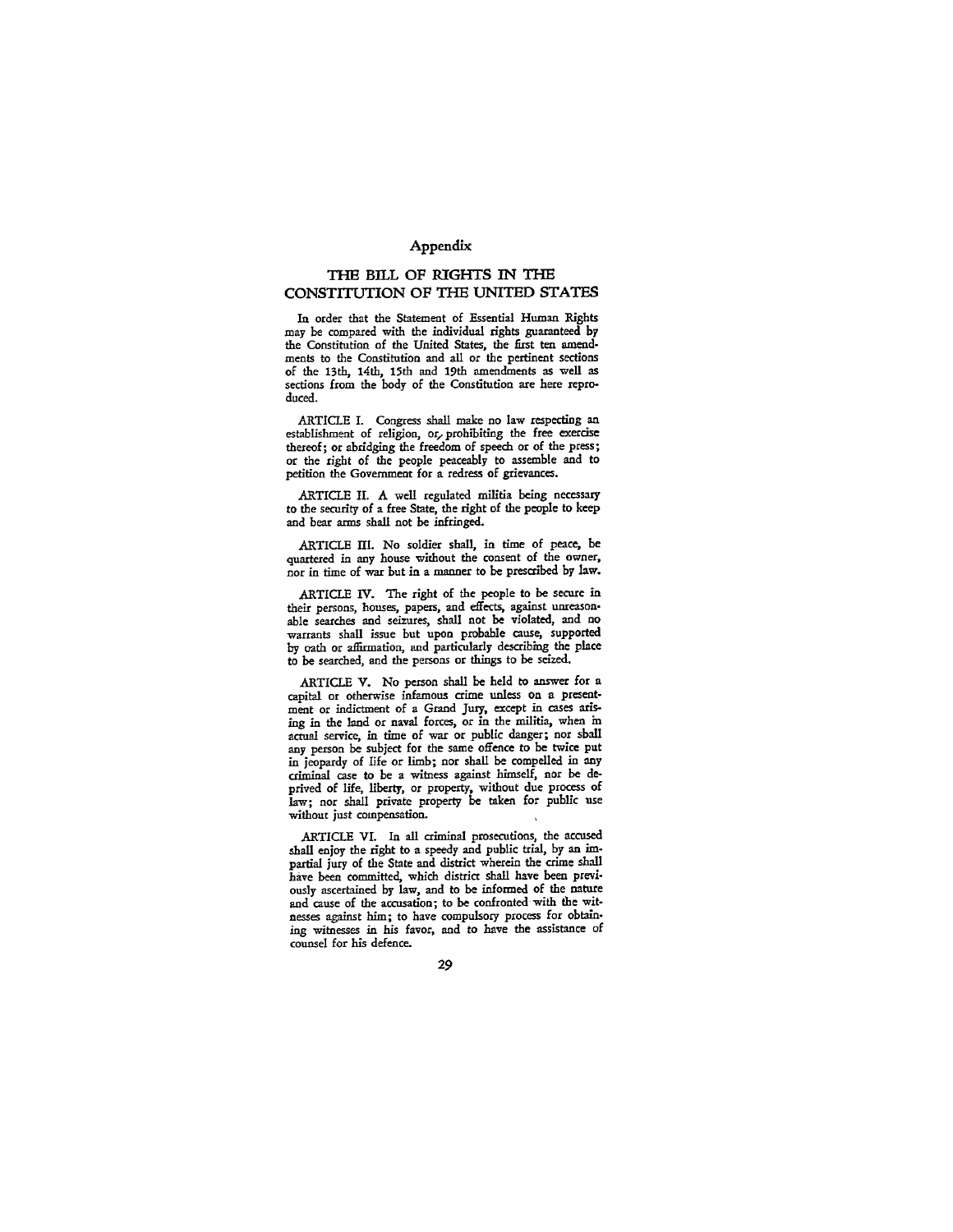## Appendix

# THE BILL OF RIGHTS IN THE CONSTITUTION OF THE UNITED STATES

In order that the Statement of Essential Human Rights may be compared with the individual rights guaranteed by the Constitution of the United States, the first ten amendments to the Constitution and all or the pertinent sections of the 13th, 14th, 15th and 19th amendments as well as sections from the body of the Constitution are here reproduced.

ARTICLE I. Congress shall make no law respecting an establishment of religion, or prohibiting the free exercise thereof; or abridging the freedom of speech or of the press; or the right of the people peaceably to assemble and to petition the Government for a redress of grievances.

ARTICLE II. A well regulated militia being necessary to the security of a free State, the right of the people to keep and bear arms shall not be infringed.

ARTICLE III. No soldier shall, in time of peace, be quartered in any house without the consent of the owner, nor in time of war but in a manner to be prescribed by law.

ARTICLE IV. The right of the people to be secure in their persons, houses, papers, and effects, against unreasonable searches and seizures, shall not be violated, and no warrants shall issue but upon probable cause, supported by oath or affirmation, and particularly describing the place to be searched, and the persons or things to be seized.

ARTICLE V. No person shall be held to answer for a capital or otherwise infamous crime unless on a presentment or indictment of a Grand Jury, except in cases arising in the land or naval forces, or in the militia, when in actual service, in time of war or public danger; nor shall any person be subject for the same offence to be twice put in jeopardy of life or limb; nor shall be compelled in any criminal case to be a witness against himself, nor be deprived of life, liberty, or property, without due process of law; nor shall private property be taken for public use without just compensation.

ARTICLE VI. In all criminal prosecutions, the accused shall enjoy the right to a speedy and public trial, by an impartial jury of the State and district wherein the crime shall have been committed, which district shall have been previously ascertained by law, and to be informed of the nature and cause of the accusation; to be confronted with the witnesses against him; to have compulsory process for obtaining witnesses in his favor, and to have the assistance of counsel for his defence.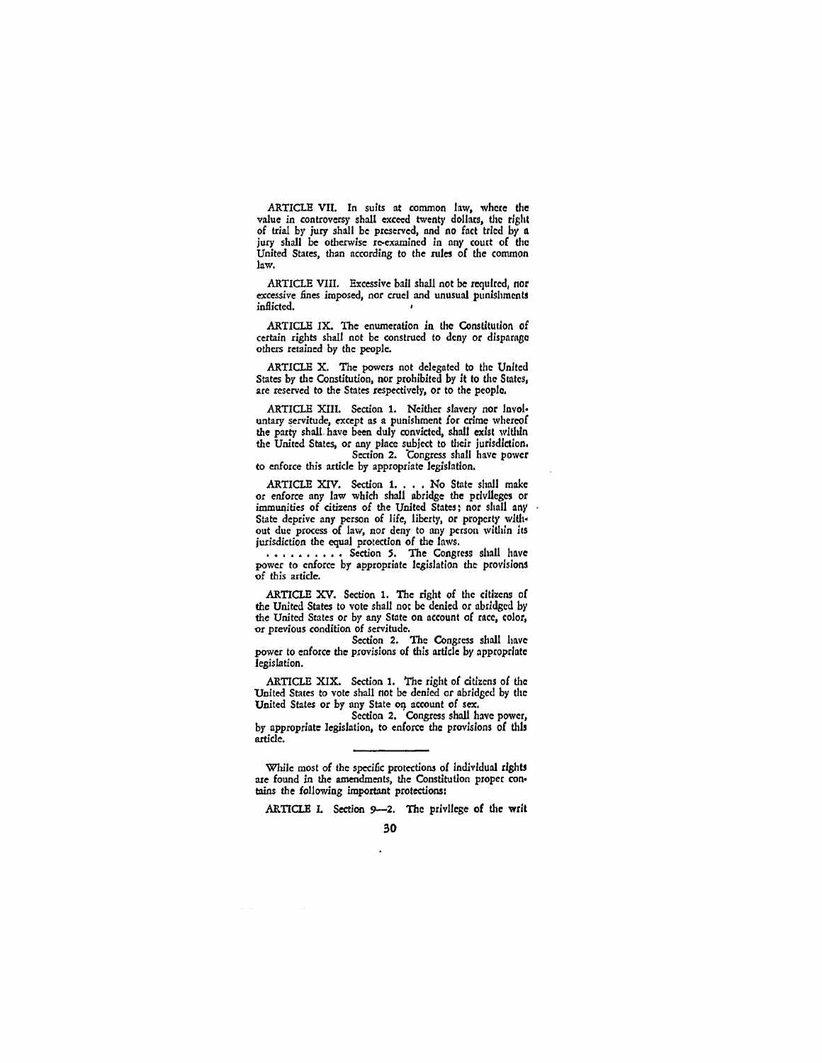ARTICLE VII. In suits at common law, where the value in controversy shall exceed twenty dollars, the right of trial by jury shall be preserved, and no fact tried by a jury shall be otherwise re-examined in any court of the United States, than according to the rules of the common law.

ARTICLE VIII. Excessive bail shall not be required, nor excessive fines imposed, nor cruel and unusual punishments inflicted.

ARTICLE IX. The enumeration in the Constitution of certain rights shall not be construed to deny or disparage others retained by the people.

ARTICLE X. The powers not delegated to the United States by the Constitution, nor prohibited by it to the States, are reserved to the States respectively, or to the people.

ARTICLE XIII. Section 1. Neither slavery nor involuntary servitude, except as a punishment for crime whereof the party shall have been duly convicted, shall exist within the United States, or any place subject to their jurisdiction.

Section 2. Congress shall have power to enforce this article by appropriate legislation.

ARTICLE XIV. Section 1. . . . No State shall make or enforce any law which shall abridge the privileges or immunities of citizens of the United States; nor shall any State deprive any person of life, liberty, or property without due process of law, nor deny to any person within its jurisdiction the equal protection of the laws.

. . . . . . . . . . Section 5. The Congress shall have power to enforce by appropriate legislation the provisions of this article.

ARTICLE XV. Section 1. The right of the citizens of the United States to vote shall not be denied or abridged by the United States or by any State on account of race, color, or previous condition of servitude.

Section 2. The Congress shall have power to enforce the provisions of this article by appropriate legislation.

ARTICLE XIX. Section 1. The right of citizens of the United States to vote shall not be denied or abridged by the United States or by any State on account of sex.

Section 2. Congress shall have power, by appropriate legislation, to enforce the provisions of this article.

---

While most of the specific protections of individual rights are found in the amendments, the Constitution proper contains the following important protections:

ARTICLE I. Section 9—2. The privilege of the writ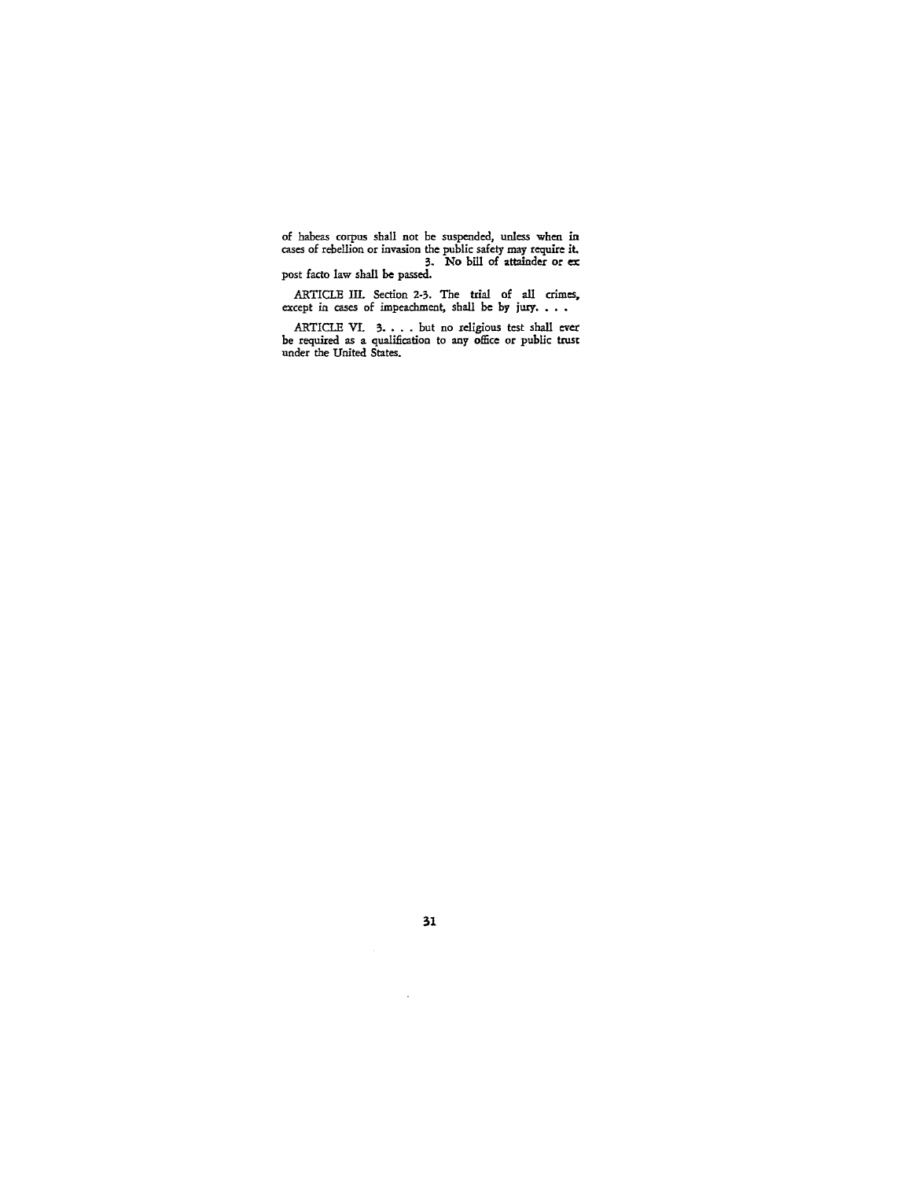of habeas corpus shall not be suspended, unless when in cases of rebellion or invasion the public safety may require it.

3. No bill of attainder or ex post facto law shall be passed.

ARTICLE III. Section 2-3. The trial of all crimes, except in cases of impeachment, shall be by jury. . . .

ARTICLE VI. 3. . . . but no religious test shall ever be required as a qualification to any office or public trust under the United States.